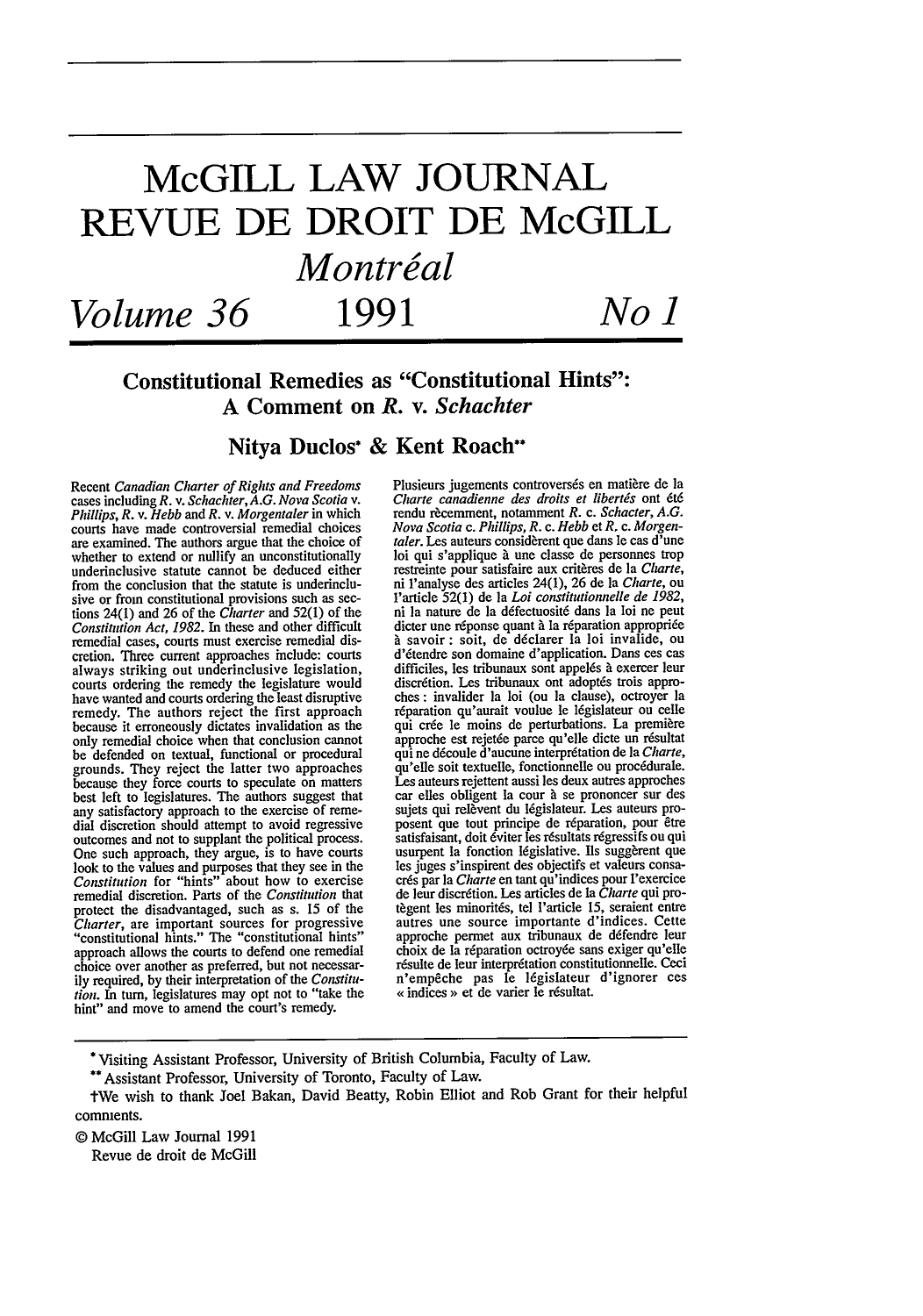# McGILL LAW JOURNAL

# REVUE DE DROIT DE McGILL

## *Montréal*

*Volume 36* **1991** *No 1*

## Constitutional Remedies as "Constitutional Hints": A Comment on *R.* v. *Schachter*

### Nitya Duclos* & Kent Roach**

Recent *Canadian Charter of Rights and Freedoms* cases including *R.* v. *Schachter*, *A.G. Nova Scotia* v. *Phillips*, *R.* v. *Hebb* and *R.* v. *Morgentaler* in which courts have made controversial remedial choices are examined. The authors argue that the choice of whether to extend or nullify an unconstitutionally underinclusive statute cannot be deduced either from the conclusion that the statute is underinclusive or from constitutional provisions such as sections 24(1) and 26 of the *Charter* and 52(1) of the *Constitution Act, 1982*. In these and other difficult remedial cases, courts must exercise remedial discretion. Three current approaches include: courts always striking out underinclusive legislation, courts ordering the remedy the legislature would have wanted and courts ordering the least disruptive remedy. The authors reject the first approach because it erroneously dictates invalidation as the only remedial choice when that conclusion cannot be defended on textual, functional or procedural grounds. They reject the latter two approaches because they force courts to speculate on matters best left to legislatures. The authors suggest that any satisfactory approach to the exercise of remedial discretion should attempt to avoid regressive outcomes and not to supplant the political process. One such approach, they argue, is to have courts look to the values and purposes that they see in the *Constitution* for "hints" about how to exercise remedial discretion. Parts of the *Constitution* that protect the disadvantaged, such as s. 15 of the *Charter*, are important sources for progressive "constitutional hints." The "constitutional hints" approach allows the courts to defend one remedial choice over another as preferred, but not necessarily required, by their interpretation of the *Constitution*. In turn, legislatures may opt not to "take the hint" and move to amend the court's remedy.

Plusieurs jugements controversés en matière de la *Charte canadienne des droits et libertés* ont été rendu récemment, notamment *R.* c. *Schacter*, *A.G. Nova Scotia* c. *Phillips*, *R.* c. *Hebb* et *R.* c. *Morgentaler*. Les auteurs considèrent que dans le cas d'une loi qui s'applique à une classe de personnes trop restreinte pour satisfaire aux critères de la *Charte*, ni l'analyse des articles 24(1), 26 de la *Charte*, ou l'article 52(1) de la *Loi constitutionnelle de 1982*, ni la nature de la défectuosité dans la loi ne peut dicter une réponse quant à la réparation appropriée à savoir : soit, de déclarer la loi invalide, ou d'étendre son domaine d'application. Dans ces cas difficiles, les tribunaux sont appelés à exercer leur discrétion. Les tribunaux ont adoptés trois approches : invalider la loi (ou la clause), octroyer la réparation qu'aurait voulue le législateur ou celle qui crée le moins de perturbations. La première approche est rejetée parce qu'elle dicte un résultat qui ne découle d'aucune interprétation de la *Charte*, qu'elle soit textuelle, fonctionnelle ou procédurale. Les auteurs rejettent aussi les deux autres approches car elles obligent la cour à se prononcer sur des sujets qui relèvent du législateur. Les auteurs proposent que tout principe de réparation, pour être satisfaisant, doit éviter les résultats régressifs ou qui usurpent la fonction législative. Ils suggèrent que les juges s'inspirent des objectifs et valeurs consacrés par la *Charte* en tant qu'indices pour l'exercice de leur discrétion. Les articles de la *Charte* qui protègent les minorités, tel l'article 15, seraient entre autres une source importante d'indices. Cette approche permet aux tribunaux de défendre leur choix de la réparation octroyée sans exiger qu'elle résulte de leur interprétation constitutionnelle. Ceci n'empêche pas le législateur d'ignorer ces « indices » et de varier le résultat.

---

*Visiting Assistant Professor, University of British Columbia, Faculty of Law.

**Assistant Professor, University of Toronto, Faculty of Law.

†We wish to thank Joel Bakan, David Beatty, Robin Elliot and Rob Grant for their helpful comments.

© McGill Law Journal 1991
Revue de droit de McGill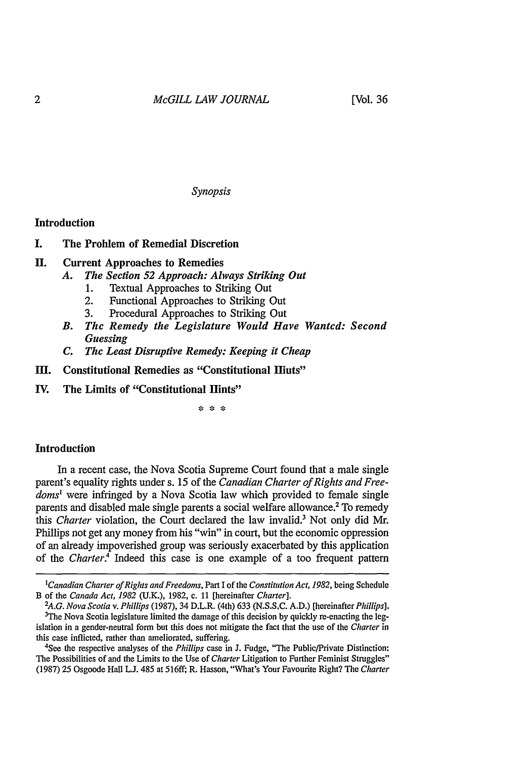*Synopsis*

**Introduction**

**I. The Prohlem of Remedial Discretion**

**II. Current Approaches to Remedies**

*A. The Section 52 Approach: Always Striking Out*

1. Textual Approaches to Striking Out
2. Functional Approaches to Striking Out
3. Procedural Approaches to Striking Out

*B. Thc Remedy the Legislature Would Have Wantcd: Second Guessing*

*C. Thc Least Disruptive Remedy: Keeping it Cheap*

**III. Constitutional Remedies as "Constitutional Hiuts"**

**IV. The Limits of "Constitutional Hints"**

\* \* \*

## Introduction

In a recent case, the Nova Scotia Supreme Court found that a male single parent's equality rights under s. 15 of the *Canadian Charter of Rights and Freedoms*[1] were infringed by a Nova Scotia law which provided to female single parents and disabled male single parents a social welfare allowance.[2] To remedy this *Charter* violation, the Court declared the law invalid.[3] Not only did Mr. Phillips not get any money from his "win" in court, but the economic oppression of an already impoverished group was seriously exacerbated by this application of the *Charter*.[4] Indeed this case is one example of a too frequent pattern

---

[1]*Canadian Charter of Rights and Freedoms*, Part I of the *Constitution Act, 1982*, being Schedule B of the *Canada Act, 1982* (U.K.), 1982, c. 11 [hereinafter *Charter*].

[2]*A.G. Nova Scotia* v. *Phillips* (1987), 34 D.L.R. (4th) 633 (N.S.S.C. A.D.) [hereinafter *Phillips*].

[3]The Nova Scotia legislature limited the damage of this decision by quickly re-enacting the legislation in a gender-neutral form but this does not mitigate the fact that the use of the *Charter* in this case inflicted, rather than ameliorated, suffering.

[4]See the respective analyses of the *Phillips* case in J. Fudge, "The Public/Private Distinction: The Possibilities of and the Limits to the Use of *Charter* Litigation to Further Feminist Struggles" (1987) 25 Osgoode Hall L.J. 485 at 516ff; R. Hasson, "What's Your Favourite Right? The *Charter*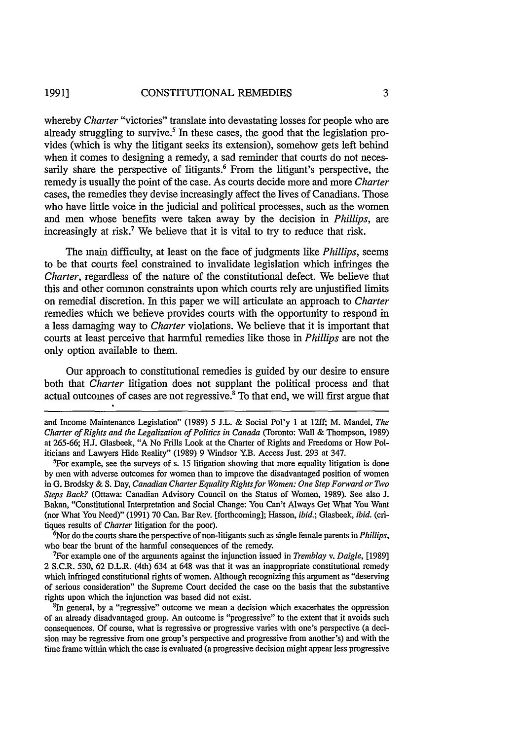whereby *Charter* "victories" translate into devastating losses for people who are already struggling to survive.[5] In these cases, the good that the legislation provides (which is why the litigant seeks its extension), somehow gets left behind when it comes to designing a remedy, a sad reminder that courts do not necessarily share the perspective of litigants.[6] From the litigant's perspective, the remedy is usually the point of the case. As courts decide more and more *Charter* cases, the remedies they devise increasingly affect the lives of Canadians. Those who have little voice in the judicial and political processes, such as the women and men whose benefits were taken away by the decision in *Phillips*, are increasingly at risk.[7] We believe that it is vital to try to reduce that risk.

The main difficulty, at least on the face of judgments like *Phillips*, seems to be that courts feel constrained to invalidate legislation which infringes the *Charter*, regardless of the nature of the constitutional defect. We believe that this and other common constraints upon which courts rely are unjustified limits on remedial discretion. In this paper we will articulate an approach to *Charter* remedies which we believe provides courts with the opportunity to respond in a less damaging way to *Charter* violations. We believe that it is important that courts at least perceive that harmful remedies like those in *Phillips* are not the only option available to them.

Our approach to constitutional remedies is guided by our desire to ensure both that *Charter* litigation does not supplant the political process and that actual outcomes of cases are not regressive.[8] To that end, we will first argue that

---

and Income Maintenance Legislation" (1989) 5 J.L. & Social Pol'y 1 at 12ff; M. Mandel, *The Charter of Rights and the Legalization of Politics in Canada* (Toronto: Wall & Thompson, 1989) at 265-66; H.J. Glasbeek, "A No Frills Look at the Charter of Rights and Freedoms or How Politicians and Lawyers Hide Reality" (1989) 9 Windsor Y.B. Access Just. 293 at 347.

[5]For example, see the surveys of s. 15 litigation showing that more equality litigation is done by men with adverse outcomes for women than to improve the disadvantaged position of women in G. Brodsky & S. Day, *Canadian Charter Equality Rights for Women: One Step Forward or Two Steps Back?* (Ottawa: Canadian Advisory Council on the Status of Women, 1989). See also J. Bakan, "Constitutional Interpretation and Social Change: You Can't Always Get What You Want (nor What You Need)" (1991) 70 Can. Bar Rev. [forthcoming]; Hasson, *ibid.*; Glasbeek, *ibid.* (critiques results of *Charter* litigation for the poor).

[6]Nor do the courts share the perspective of non-litigants such as single female parents in *Phillips*, who bear the brunt of the harmful consequences of the remedy.

[7]For example one of the arguments against the injunction issued in *Tremblay* v. *Daigle*, [1989] 2 S.C.R. 530, 62 D.L.R. (4th) 634 at 648 was that it was an inappropriate constitutional remedy which infringed constitutional rights of women. Although recognizing this argument as "deserving of serious consideration" the Supreme Court decided the case on the basis that the substantive rights upon which the injunction was based did not exist.

[8]In general, by a "regressive" outcome we mean a decision which exacerbates the oppression of an already disadvantaged group. An outcome is "progressive" to the extent that it avoids such consequences. Of course, what is regressive or progressive varies with one's perspective (a decision may be regressive from one group's perspective and progressive from another's) and with the time frame within which the case is evaluated (a progressive decision might appear less progressive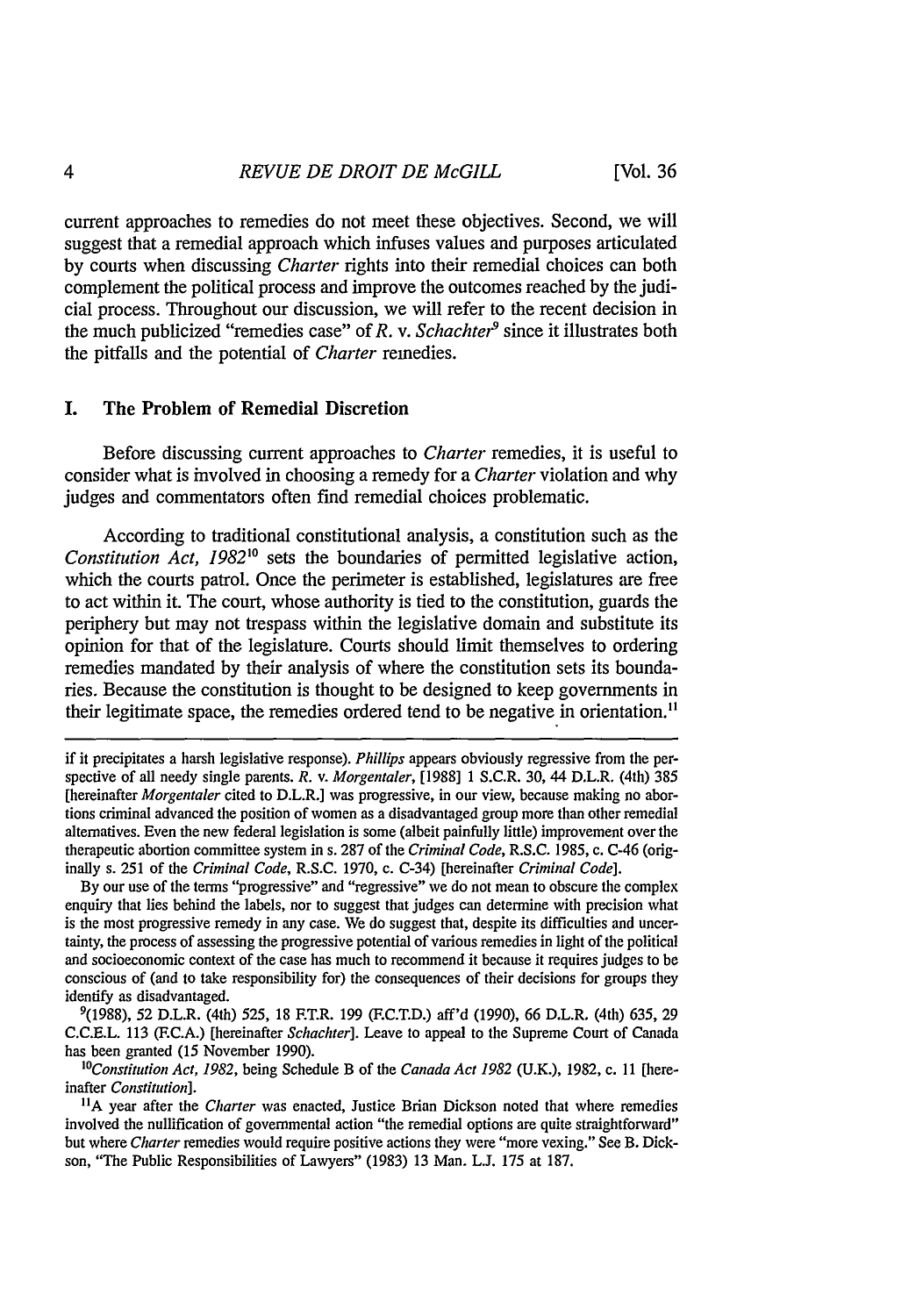current approaches to remedies do not meet these objectives. Second, we will suggest that a remedial approach which infuses values and purposes articulated by courts when discussing *Charter* rights into their remedial choices can both complement the political process and improve the outcomes reached by the judicial process. Throughout our discussion, we will refer to the recent decision in the much publicized "remedies case" of *R.* v. *Schachter*[9] since it illustrates both the pitfalls and the potential of *Charter* remedies.

## I. The Problem of Remedial Discretion

Before discussing current approaches to *Charter* remedies, it is useful to consider what is involved in choosing a remedy for a *Charter* violation and why judges and commentators often find remedial choices problematic.

According to traditional constitutional analysis, a constitution such as the *Constitution Act, 1982*[10] sets the boundaries of permitted legislative action, which the courts patrol. Once the perimeter is established, legislatures are free to act within it. The court, whose authority is tied to the constitution, guards the periphery but may not trespass within the legislative domain and substitute its opinion for that of the legislature. Courts should limit themselves to ordering remedies mandated by their analysis of where the constitution sets its boundaries. Because the constitution is thought to be designed to keep governments in their legitimate space, the remedies ordered tend to be negative in orientation.[11]

---

if it precipitates a harsh legislative response). *Phillips* appears obviously regressive from the perspective of all needy single parents. *R.* v. *Morgentaler*, [1988] 1 S.C.R. 30, 44 D.L.R. (4th) 385 [hereinafter *Morgentaler* cited to D.L.R.] was progressive, in our view, because making no abortions criminal advanced the position of women as a disadvantaged group more than other remedial alternatives. Even the new federal legislation is some (albeit painfully little) improvement over the therapeutic abortion committee system in s. 287 of the *Criminal Code*, R.S.C. 1985, c. C-46 (originally s. 251 of the *Criminal Code*, R.S.C. 1970, c. C-34) [hereinafter *Criminal Code*].

By our use of the terms "progressive" and "regressive" we do not mean to obscure the complex enquiry that lies behind the labels, nor to suggest that judges can determine with precision what is the most progressive remedy in any case. We do suggest that, despite its difficulties and uncertainty, the process of assessing the progressive potential of various remedies in light of the political and socioeconomic context of the case has much to recommend it because it requires judges to be conscious of (and to take responsibility for) the consequences of their decisions for groups they identify as disadvantaged.

[9](1988), 52 D.L.R. (4th) 525, 18 F.T.R. 199 (F.C.T.D.) aff'd (1990), 66 D.L.R. (4th) 635, 29 C.C.E.L. 113 (F.C.A.) [hereinafter *Schachter*]. Leave to appeal to the Supreme Court of Canada has been granted (15 November 1990).

[10]*Constitution Act, 1982*, being Schedule B of the *Canada Act 1982* (U.K.), 1982, c. 11 [hereinafter *Constitution*].

[11]A year after the *Charter* was enacted, Justice Brian Dickson noted that where remedies involved the nullification of governmental action "the remedial options are quite straightforward" but where *Charter* remedies would require positive actions they were "more vexing." See B. Dickson, "The Public Responsibilities of Lawyers" (1983) 13 Man. L.J. 175 at 187.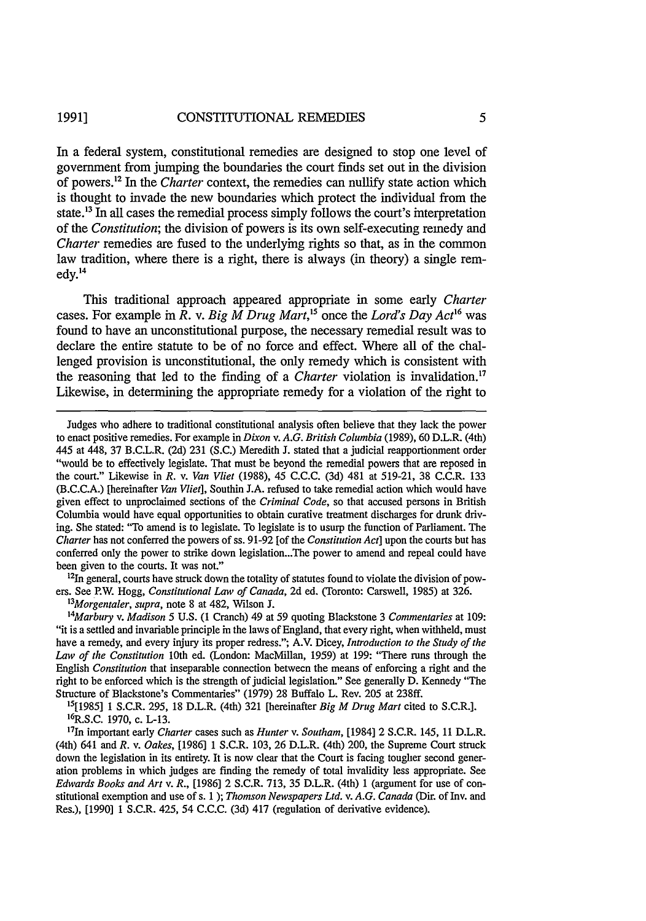In a federal system, constitutional remedies are designed to stop one level of government from jumping the boundaries the court finds set out in the division of powers.[12] In the *Charter* context, the remedies can nullify state action which is thought to invade the new boundaries which protect the individual from the state.[13] In all cases the remedial process simply follows the court's interpretation of the *Constitution*; the division of powers is its own self-executing remedy and *Charter* remedies are fused to the underlying rights so that, as in the common law tradition, where there is a right, there is always (in theory) a single remedy.[14]

This traditional approach appeared appropriate in some early *Charter* cases. For example in *R. v. Big M Drug Mart*,[15] once the *Lord's Day Act*[16] was found to have an unconstitutional purpose, the necessary remedial result was to declare the entire statute to be of no force and effect. Where all of the challenged provision is unconstitutional, the only remedy which is consistent with the reasoning that led to the finding of a *Charter* violation is invalidation.[17] Likewise, in determining the appropriate remedy for a violation of the right to

---

Judges who adhere to traditional constitutional analysis often believe that they lack the power to enact positive remedies. For example in *Dixon v. A.G. British Columbia* (1989), 60 D.L.R. (4th) 445 at 448, 37 B.C.L.R. (2d) 231 (S.C.) Meredith J. stated that a judicial reapportionment order "would be to effectively legislate. That must be beyond the remedial powers that are reposed in the court." Likewise in *R. v. Van Vliet* (1988), 45 C.C.C. (3d) 481 at 519-21, 38 C.C.R. 133 (B.C.C.A.) [hereinafter *Van Vliet*], Southin J.A. refused to take remedial action which would have given effect to unproclaimed sections of the *Criminal Code*, so that accused persons in British Columbia would have equal opportunities to obtain curative treatment discharges for drunk driving. She stated: "To amend is to legislate. To legislate is to usurp the function of Parliament. The *Charter* has not conferred the powers of ss. 91-92 [of the *Constitution Act*] upon the courts but has conferred only the power to strike down legislation...The power to amend and repeal could have been given to the courts. It was not."

[12] In general, courts have struck down the totality of statutes found to violate the division of powers. See P.W. Hogg, *Constitutional Law of Canada*, 2d ed. (Toronto: Carswell, 1985) at 326.

[13] *Morgentaler*, *supra*, note 8 at 482, Wilson J.

[14] *Marbury v. Madison* 5 U.S. (1 Cranch) 49 at 59 quoting Blackstone 3 *Commentaries* at 109: "it is a settled and invariable principle in the laws of England, that every right, when withheld, must have a remedy, and every injury its proper redress."; A.V. Dicey, *Introduction to the Study of the Law of the Constitution* 10th ed. (London: MacMillan, 1959) at 199: "There runs through the English *Constitution* that inseparable connection between the means of enforcing a right and the right to be enforced which is the strength of judicial legislation." See generally D. Kennedy "The Structure of Blackstone's Commentaries" (1979) 28 Buffalo L. Rev. 205 at 238ff.

[15] [1985] 1 S.C.R. 295, 18 D.L.R. (4th) 321 [hereinafter *Big M Drug Mart* cited to S.C.R.].

[16] R.S.C. 1970, c. L-13.

[17] In important early *Charter* cases such as *Hunter v. Southam*, [1984] 2 S.C.R. 145, 11 D.L.R. (4th) 641 and *R. v. Oakes*, [1986] 1 S.C.R. 103, 26 D.L.R. (4th) 200, the Supreme Court struck down the legislation in its entirety. It is now clear that the Court is facing tougher second generation problems in which judges are finding the remedy of total invalidity less appropriate. See *Edwards Books and Art v. R.*, [1986] 2 S.C.R. 713, 35 D.L.R. (4th) 1 (argument for use of constitutional exemption and use of s. 1 ); *Thomson Newspapers Ltd. v. A.G. Canada* (Dir. of Inv. and Res.), [1990] 1 S.C.R. 425, 54 C.C.C. (3d) 417 (regulation of derivative evidence).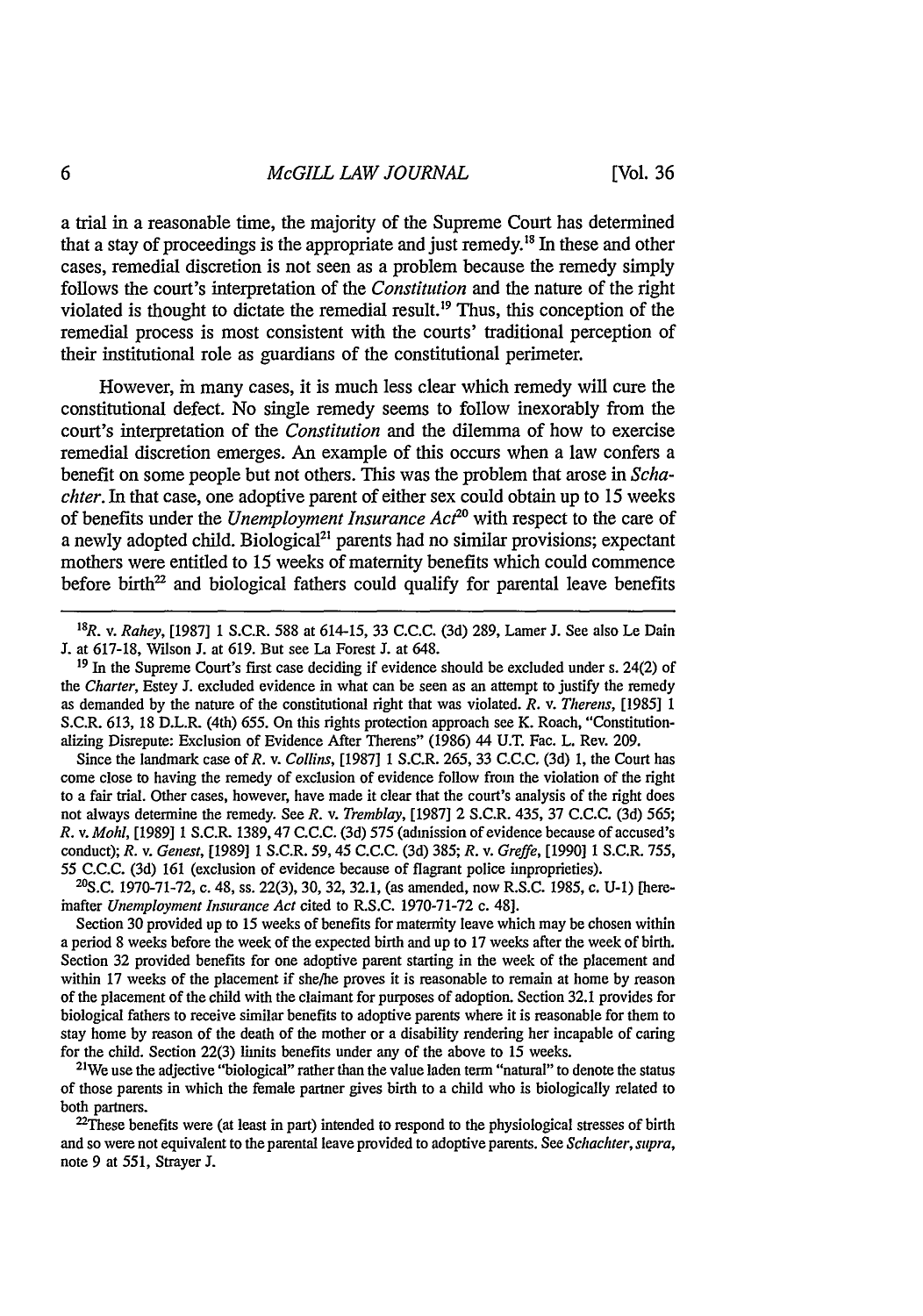a trial in a reasonable time, the majority of the Supreme Court has determined that a stay of proceedings is the appropriate and just remedy.[18] In these and other cases, remedial discretion is not seen as a problem because the remedy simply follows the court's interpretation of the *Constitution* and the nature of the right violated is thought to dictate the remedial result.[19] Thus, this conception of the remedial process is most consistent with the courts' traditional perception of their institutional role as guardians of the constitutional perimeter.

However, in many cases, it is much less clear which remedy will cure the constitutional defect. No single remedy seems to follow inexorably from the court's interpretation of the *Constitution* and the dilemma of how to exercise remedial discretion emerges. An example of this occurs when a law confers a benefit on some people but not others. This was the problem that arose in *Schachter*. In that case, one adoptive parent of either sex could obtain up to 15 weeks of benefits under the *Unemployment Insurance Act*[20] with respect to the care of a newly adopted child. Biological[21] parents had no similar provisions; expectant mothers were entitled to 15 weeks of maternity benefits which could commence before birth[22] and biological fathers could qualify for parental leave benefits

---

[18] *R.* v. *Rahey*, [1987] 1 S.C.R. 588 at 614-15, 33 C.C.C. (3d) 289, Lamer J. See also Le Dain J. at 617-18, Wilson J. at 619. But see La Forest J. at 648.

[19] In the Supreme Court's first case deciding if evidence should be excluded under s. 24(2) of the *Charter*, Estey J. excluded evidence in what can be seen as an attempt to justify the remedy as demanded by the nature of the constitutional right that was violated. *R.* v. *Therens*, [1985] 1 S.C.R. 613, 18 D.L.R. (4th) 655. On this rights protection approach see K. Roach, "Constitutionalizing Disrepute: Exclusion of Evidence After Therens" (1986) 44 U.T. Fac. L. Rev. 209.

Since the landmark case of *R.* v. *Collins*, [1987] 1 S.C.R. 265, 33 C.C.C. (3d) 1, the Court has come close to having the remedy of exclusion of evidence follow from the violation of the right to a fair trial. Other cases, however, have made it clear that the court's analysis of the right does not always determine the remedy. See *R.* v. *Tremblay*, [1987] 2 S.C.R. 435, 37 C.C.C. (3d) 565; *R.* v. *Mohl*, [1989] 1 S.C.R. 1389, 47 C.C.C. (3d) 575 (admission of evidence because of accused's conduct); *R.* v. *Genest*, [1989] 1 S.C.R. 59, 45 C.C.C. (3d) 385; *R.* v. *Greffe*, [1990] 1 S.C.R. 755, 55 C.C.C. (3d) 161 (exclusion of evidence because of flagrant police improprieties).

[20] S.C. 1970-71-72, c. 48, ss. 22(3), 30, 32, 32.1, (as amended, now R.S.C. 1985, c. U-1) [hereinafter *Unemployment Insurance Act* cited to R.S.C. 1970-71-72 c. 48].

Section 30 provided up to 15 weeks of benefits for maternity leave which may be chosen within a period 8 weeks before the week of the expected birth and up to 17 weeks after the week of birth. Section 32 provided benefits for one adoptive parent starting in the week of the placement and within 17 weeks of the placement if she/he proves it is reasonable to remain at home by reason of the placement of the child with the claimant for purposes of adoption. Section 32.1 provides for biological fathers to receive similar benefits to adoptive parents where it is reasonable for them to stay home by reason of the death of the mother or a disability rendering her incapable of caring for the child. Section 22(3) limits benefits under any of the above to 15 weeks.

[21] We use the adjective "biological" rather than the value laden term "natural" to denote the status of those parents in which the female partner gives birth to a child who is biologically related to both partners.

[22] These benefits were (at least in part) intended to respond to the physiological stresses of birth and so were not equivalent to the parental leave provided to adoptive parents. See *Schachter*, *supra*, note 9 at 551, Strayer J.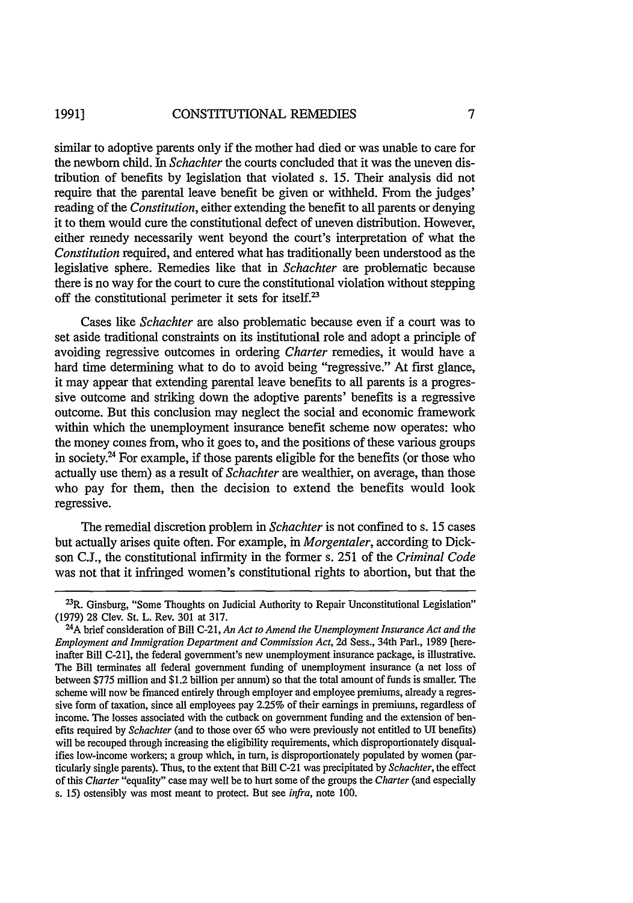similar to adoptive parents only if the mother had died or was unable to care for the newborn child. In *Schachter* the courts concluded that it was the uneven distribution of benefits by legislation that violated s. 15. Their analysis did not require that the parental leave benefit be given or withheld. From the judges' reading of the *Constitution*, either extending the benefit to all parents or denying it to them would cure the constitutional defect of uneven distribution. However, either remedy necessarily went beyond the court's interpretation of what the *Constitution* required, and entered what has traditionally been understood as the legislative sphere. Remedies like that in *Schachter* are problematic because there is no way for the court to cure the constitutional violation without stepping off the constitutional perimeter it sets for itself.[23]

Cases like *Schachter* are also problematic because even if a court was to set aside traditional constraints on its institutional role and adopt a principle of avoiding regressive outcomes in ordering *Charter* remedies, it would have a hard time determining what to do to avoid being "regressive." At first glance, it may appear that extending parental leave benefits to all parents is a progressive outcome and striking down the adoptive parents' benefits is a regressive outcome. But this conclusion may neglect the social and economic framework within which the unemployment insurance benefit scheme now operates: who the money comes from, who it goes to, and the positions of these various groups in society.[24] For example, if those parents eligible for the benefits (or those who actually use them) as a result of *Schachter* are wealthier, on average, than those who pay for them, then the decision to extend the benefits would look regressive.

The remedial discretion problem in *Schachter* is not confined to s. 15 cases but actually arises quite often. For example, in *Morgentaler*, according to Dickson C.J., the constitutional infirmity in the former s. 251 of the *Criminal Code* was not that it infringed women's constitutional rights to abortion, but that the

---

[23] R. Ginsburg, "Some Thoughts on Judicial Authority to Repair Unconstitutional Legislation" (1979) 28 Clev. St. L. Rev. 301 at 317.

[24] A brief consideration of Bill C-21, *An Act to Amend the Unemployment Insurance Act and the Employment and Immigration Department and Commission Act*, 2d Sess., 34th Parl., 1989 [hereinafter Bill C-21], the federal government's new unemployment insurance package, is illustrative. The Bill terminates all federal government funding of unemployment insurance (a net loss of between $775 million and $1.2 billion per annum) so that the total amount of funds is smaller. The scheme will now be financed entirely through employer and employee premiums, already a regressive form of taxation, since all employees pay 2.25% of their earnings in premiums, regardless of income. The losses associated with the cutback on government funding and the extension of benefits required by *Schachter* (and to those over 65 who were previously not entitled to UI benefits) will be recouped through increasing the eligibility requirements, which disproportionately disqualifies low-income workers; a group which, in turn, is disproportionately populated by women (particularly single parents). Thus, to the extent that Bill C-21 was precipitated by *Schachter*, the effect of this *Charter* "equality" case may well be to hurt some of the groups the *Charter* (and especially s. 15) ostensibly was most meant to protect. But see *infra*, note 100.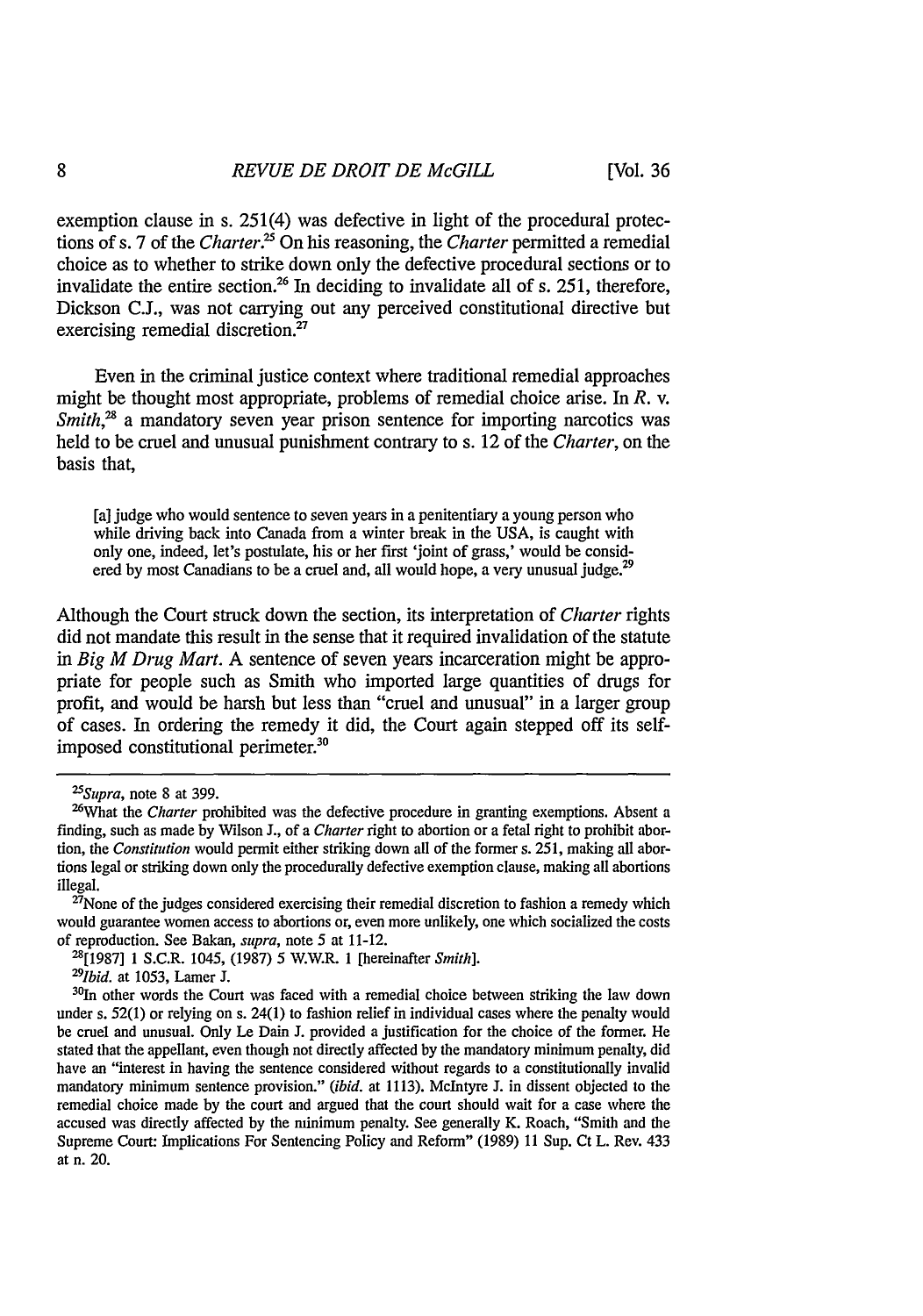exemption clause in s. 251(4) was defective in light of the procedural protections of s. 7 of the *Charter*.[25] On his reasoning, the *Charter* permitted a remedial choice as to whether to strike down only the defective procedural sections or to invalidate the entire section.[26] In deciding to invalidate all of s. 251, therefore, Dickson C.J., was not carrying out any perceived constitutional directive but exercising remedial discretion.[27]

Even in the criminal justice context where traditional remedial approaches might be thought most appropriate, problems of remedial choice arise. In *R. v. Smith*,[28] a mandatory seven year prison sentence for importing narcotics was held to be cruel and unusual punishment contrary to s. 12 of the *Charter*, on the basis that,

> [a] judge who would sentence to seven years in a penitentiary a young person who while driving back into Canada from a winter break in the USA, is caught with only one, indeed, let's postulate, his or her first 'joint of grass,' would be considered by most Canadians to be a cruel and, all would hope, a very unusual judge.[29]

Although the Court struck down the section, its interpretation of *Charter* rights did not mandate this result in the sense that it required invalidation of the statute in *Big M Drug Mart*. A sentence of seven years incarceration might be appropriate for people such as Smith who imported large quantities of drugs for profit, and would be harsh but less than "cruel and unusual" in a larger group of cases. In ordering the remedy it did, the Court again stepped off its self-imposed constitutional perimeter.[30]

---

[25] *Supra*, note 8 at 399.

[26] What the *Charter* prohibited was the defective procedure in granting exemptions. Absent a finding, such as made by Wilson J., of a *Charter* right to abortion or a fetal right to prohibit abortion, the *Constitution* would permit either striking down all of the former s. 251, making all abortions legal or striking down only the procedurally defective exemption clause, making all abortions illegal.

[27] None of the judges considered exercising their remedial discretion to fashion a remedy which would guarantee women access to abortions or, even more unlikely, one which socialized the costs of reproduction. See Bakan, *supra*, note 5 at 11-12.

[28] [1987] 1 S.C.R. 1045, (1987) 5 W.W.R. 1 [hereinafter *Smith*].

[29] *Ibid.* at 1053, Lamer J.

[30] In other words the Court was faced with a remedial choice between striking the law down under s. 52(1) or relying on s. 24(1) to fashion relief in individual cases where the penalty would be cruel and unusual. Only Le Dain J. provided a justification for the choice of the former. He stated that the appellant, even though not directly affected by the mandatory minimum penalty, did have an "interest in having the sentence considered without regards to a constitutionally invalid mandatory minimum sentence provision." (*ibid.* at 1113). McIntyre J. in dissent objected to the remedial choice made by the court and argued that the court should wait for a case where the accused was directly affected by the minimum penalty. See generally K. Roach, "Smith and the Supreme Court: Implications For Sentencing Policy and Reform" (1989) 11 Sup. Ct L. Rev. 433 at n. 20.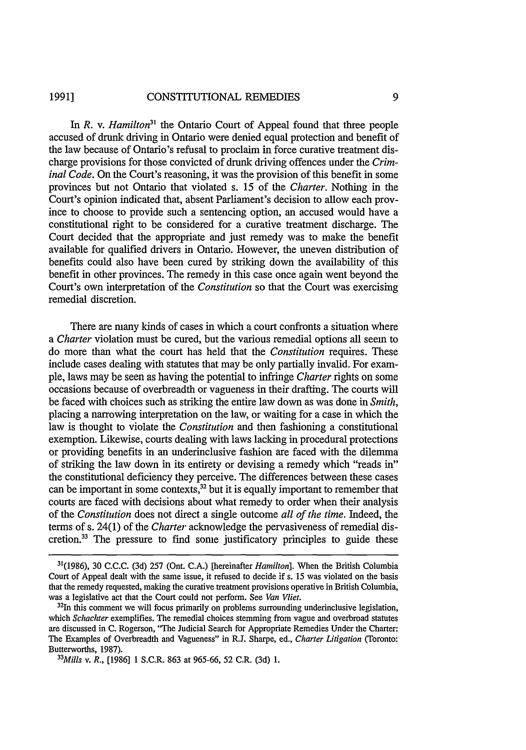In *R.* v. *Hamilton*[31] the Ontario Court of Appeal found that three people accused of drunk driving in Ontario were denied equal protection and benefit of the law because of Ontario's refusal to proclaim in force curative treatment discharge provisions for those convicted of drunk driving offences under the *Criminal Code*. On the Court's reasoning, it was the provision of this benefit in some provinces but not Ontario that violated s. 15 of the *Charter*. Nothing in the Court's opinion indicated that, absent Parliament's decision to allow each province to choose to provide such a sentencing option, an accused would have a constitutional right to be considered for a curative treatment discharge. The Court decided that the appropriate and just remedy was to make the benefit available for qualified drivers in Ontario. However, the uneven distribution of benefits could also have been cured by striking down the availability of this benefit in other provinces. The remedy in this case once again went beyond the Court's own interpretation of the *Constitution* so that the Court was exercising remedial discretion.

There are many kinds of cases in which a court confronts a situation where a *Charter* violation must be cured, but the various remedial options all seem to do more than what the court has held that the *Constitution* requires. These include cases dealing with statutes that may be only partially invalid. For example, laws may be seen as having the potential to infringe *Charter* rights on some occasions because of overbreadth or vagueness in their drafting. The courts will be faced with choices such as striking the entire law down as was done in *Smith*, placing a narrowing interpretation on the law, or waiting for a case in which the law is thought to violate the *Constitution* and then fashioning a constitutional exemption. Likewise, courts dealing with laws lacking in procedural protections or providing benefits in an underinclusive fashion are faced with the dilemma of striking the law down in its entirety or devising a remedy which "reads in" the constitutional deficiency they perceive. The differences between these cases can be important in some contexts,[32] but it is equally important to remember that courts are faced with decisions about what remedy to order when their analysis of the *Constitution* does not direct a single outcome *all of the time*. Indeed, the terms of s. 24(1) of the *Charter* acknowledge the pervasiveness of remedial discretion.[33] The pressure to find some justificatory principles to guide these

---

[31](1986), 30 C.C.C. (3d) 257 (Ont. C.A.) [hereinafter *Hamilton*]. When the British Columbia Court of Appeal dealt with the same issue, it refused to decide if s. 15 was violated on the basis that the remedy requested, making the curative treatment provisions operative in British Columbia, was a legislative act that the Court could not perform. See *Van Vliet*.

[32]In this comment we will focus primarily on problems surrounding underinclusive legislation, which *Schachter* exemplifies. The remedial choices stemming from vague and overbroad statutes are discussed in C. Rogerson, "The Judicial Search for Appropriate Remedies Under the Charter: The Examples of Overbreadth and Vagueness" in R.J. Sharpe, ed., *Charter Litigation* (Toronto: Butterworths, 1987).

[33]*Mills* v. *R.*, [1986] 1 S.C.R. 863 at 965-66, 52 C.R. (3d) 1.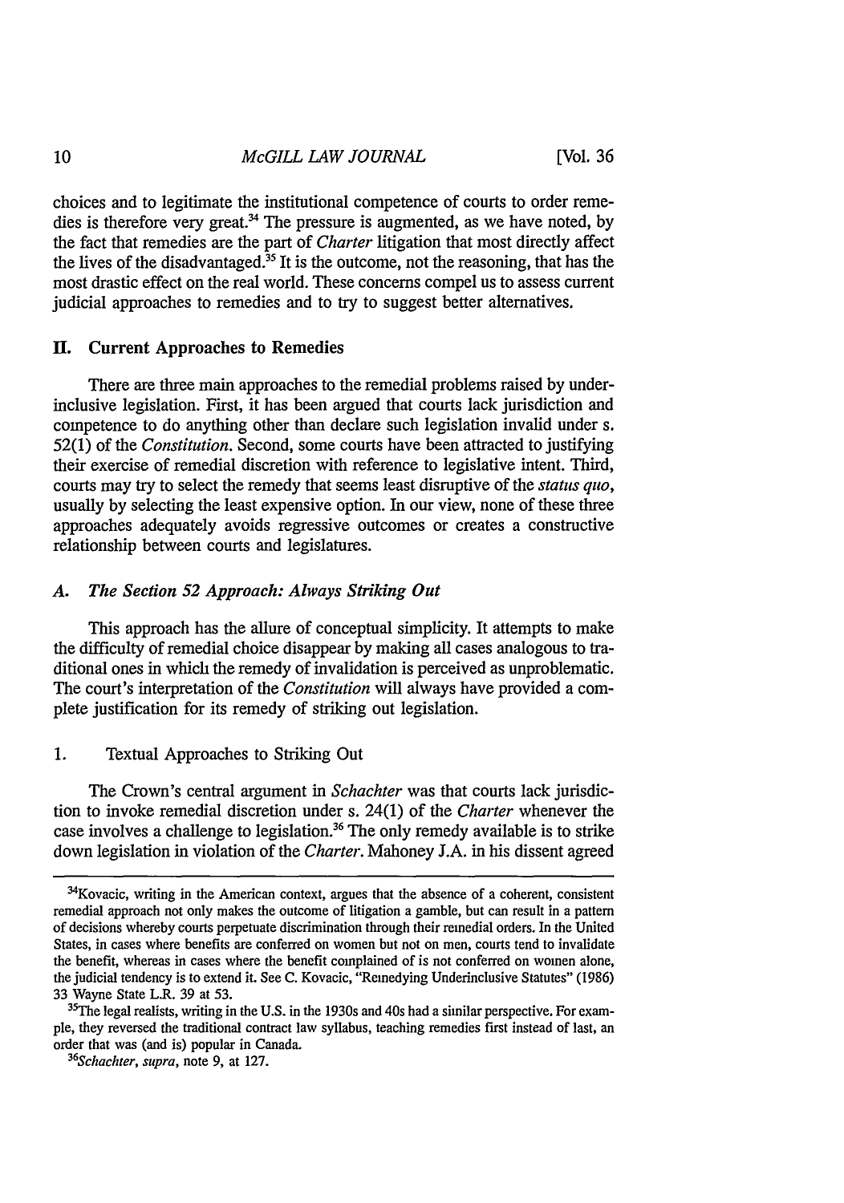choices and to legitimate the institutional competence of courts to order remedies is therefore very great.[34] The pressure is augmented, as we have noted, by the fact that remedies are the part of *Charter* litigation that most directly affect the lives of the disadvantaged.[35] It is the outcome, not the reasoning, that has the most drastic effect on the real world. These concerns compel us to assess current judicial approaches to remedies and to try to suggest better alternatives.

## II. Current Approaches to Remedies

There are three main approaches to the remedial problems raised by underinclusive legislation. First, it has been argued that courts lack jurisdiction and competence to do anything other than declare such legislation invalid under s. 52(1) of the *Constitution*. Second, some courts have been attracted to justifying their exercise of remedial discretion with reference to legislative intent. Third, courts may try to select the remedy that seems least disruptive of the *status quo*, usually by selecting the least expensive option. In our view, none of these three approaches adequately avoids regressive outcomes or creates a constructive relationship between courts and legislatures.

### A. *The Section 52 Approach: Always Striking Out*

This approach has the allure of conceptual simplicity. It attempts to make the difficulty of remedial choice disappear by making all cases analogous to traditional ones in which the remedy of invalidation is perceived as unproblematic. The court's interpretation of the *Constitution* will always have provided a complete justification for its remedy of striking out legislation.

#### 1. Textual Approaches to Striking Out

The Crown's central argument in *Schachter* was that courts lack jurisdiction to invoke remedial discretion under s. 24(1) of the *Charter* whenever the case involves a challenge to legislation.[36] The only remedy available is to strike down legislation in violation of the *Charter*. Mahoney J.A. in his dissent agreed

---

[34]Kovacic, writing in the American context, argues that the absence of a coherent, consistent remedial approach not only makes the outcome of litigation a gamble, but can result in a pattern of decisions whereby courts perpetuate discrimination through their remedial orders. In the United States, in cases where benefits are conferred on women but not on men, courts tend to invalidate the benefit, whereas in cases where the benefit complained of is not conferred on women alone, the judicial tendency is to extend it. See C. Kovacic, "Remedying Underinclusive Statutes" (1986) 33 Wayne State L.R. 39 at 53.

[35]The legal realists, writing in the U.S. in the 1930s and 40s had a similar perspective. For example, they reversed the traditional contract law syllabus, teaching remedies first instead of last, an order that was (and is) popular in Canada.

[36]*Schachter*, *supra*, note 9, at 127.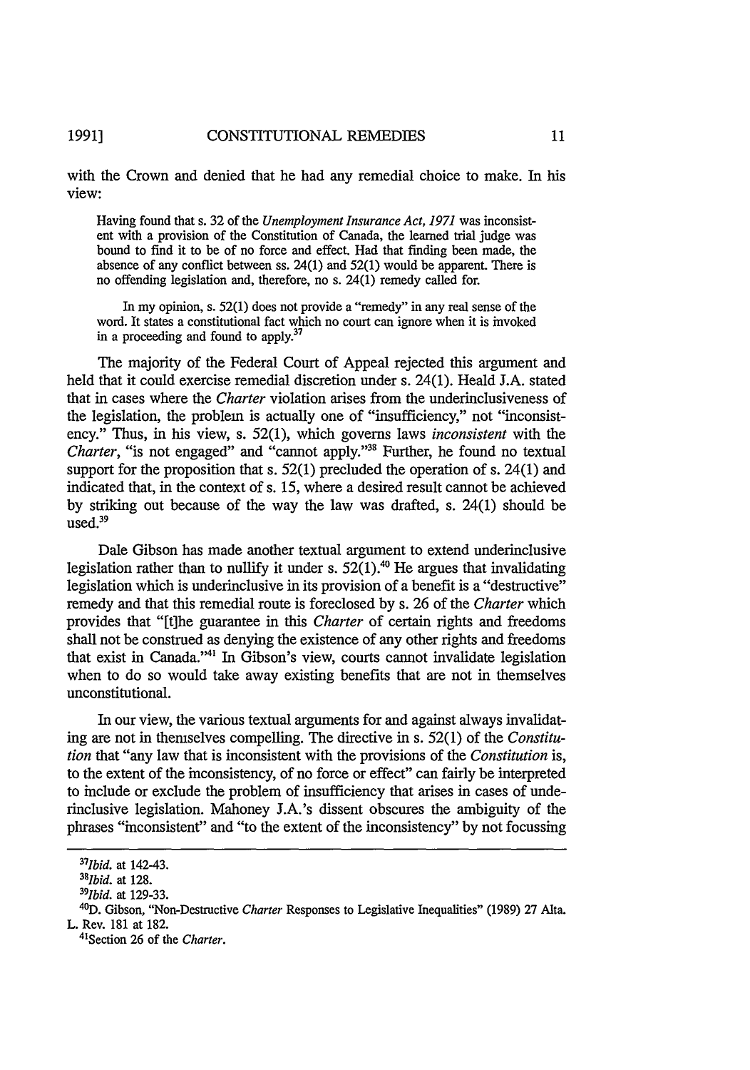with the Crown and denied that he had any remedial choice to make. In his view:

> Having found that s. 32 of the *Unemployment Insurance Act, 1971* was inconsistent with a provision of the Constitution of Canada, the learned trial judge was bound to find it to be of no force and effect. Had that finding been made, the absence of any conflict between ss. 24(1) and 52(1) would be apparent. There is no offending legislation and, therefore, no s. 24(1) remedy called for.
>
> In my opinion, s. 52(1) does not provide a "remedy" in any real sense of the word. It states a constitutional fact which no court can ignore when it is invoked in a proceeding and found to apply.[37]

The majority of the Federal Court of Appeal rejected this argument and held that it could exercise remedial discretion under s. 24(1). Heald J.A. stated that in cases where the *Charter* violation arises from the underinclusiveness of the legislation, the problem is actually one of "insufficiency," not "inconsistency." Thus, in his view, s. 52(1), which governs laws *inconsistent* with the *Charter*, "is not engaged" and "cannot apply."[38] Further, he found no textual support for the proposition that s. 52(1) precluded the operation of s. 24(1) and indicated that, in the context of s. 15, where a desired result cannot be achieved by striking out because of the way the law was drafted, s. 24(1) should be used.[39]

Dale Gibson has made another textual argument to extend underinclusive legislation rather than to nullify it under s. 52(1).[40] He argues that invalidating legislation which is underinclusive in its provision of a benefit is a "destructive" remedy and that this remedial route is foreclosed by s. 26 of the *Charter* which provides that "[t]he guarantee in this *Charter* of certain rights and freedoms shall not be construed as denying the existence of any other rights and freedoms that exist in Canada."[41] In Gibson's view, courts cannot invalidate legislation when to do so would take away existing benefits that are not in themselves unconstitutional.

In our view, the various textual arguments for and against always invalidating are not in themselves compelling. The directive in s. 52(1) of the *Constitution* that "any law that is inconsistent with the provisions of the *Constitution* is, to the extent of the inconsistency, of no force or effect" can fairly be interpreted to include or exclude the problem of insufficiency that arises in cases of underinclusive legislation. Mahoney J.A.'s dissent obscures the ambiguity of the phrases "inconsistent" and "to the extent of the inconsistency" by not focussing

---

[37] *Ibid.* at 142-43.

[38] *Ibid.* at 128.

[39] *Ibid.* at 129-33.

[40] D. Gibson, "Non-Destructive *Charter* Responses to Legislative Inequalities" (1989) 27 Alta. L. Rev. 181 at 182.

[41] Section 26 of the *Charter*.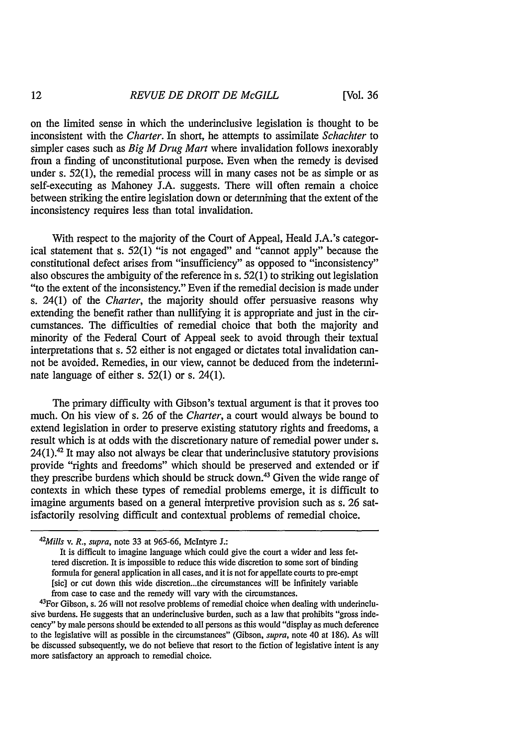on the limited sense in which the underinclusive legislation is thought to be inconsistent with the *Charter*. In short, he attempts to assimilate *Schachter* to simpler cases such as *Big M Drug Mart* where invalidation follows inexorably from a finding of unconstitutional purpose. Even when the remedy is devised under s. 52(1), the remedial process will in many cases not be as simple or as self-executing as Mahoney J.A. suggests. There will often remain a choice between striking the entire legislation down or determining that the extent of the inconsistency requires less than total invalidation.

With respect to the majority of the Court of Appeal, Heald J.A.'s categorical statement that s. 52(1) "is not engaged" and "cannot apply" because the constitutional defect arises from "insufficiency" as opposed to "inconsistency" also obscures the ambiguity of the reference in s. 52(1) to striking out legislation "to the extent of the inconsistency." Even if the remedial decision is made under s. 24(1) of the *Charter*, the majority should offer persuasive reasons why extending the benefit rather than nullifying it is appropriate and just in the circumstances. The difficulties of remedial choice that both the majority and minority of the Federal Court of Appeal seek to avoid through their textual interpretations that s. 52 either is not engaged or dictates total invalidation cannot be avoided. Remedies, in our view, cannot be deduced from the indeterminate language of either s. 52(1) or s. 24(1).

The primary difficulty with Gibson's textual argument is that it proves too much. On his view of s. 26 of the *Charter*, a court would always be bound to extend legislation in order to preserve existing statutory rights and freedoms, a result which is at odds with the discretionary nature of remedial power under s. 24(1).[42] It may also not always be clear that underinclusive statutory provisions provide "rights and freedoms" which should be preserved and extended or if they prescribe burdens which should be struck down.[43] Given the wide range of contexts in which these types of remedial problems emerge, it is difficult to imagine arguments based on a general interpretive provision such as s. 26 satisfactorily resolving difficult and contextual problems of remedial choice.

---

[42]*Mills* v. *R.*, *supra*, note 33 at 965-66, McIntyre J.:

> It is difficult to imagine language which could give the court a wider and less fettered discretion. It is impossible to reduce this wide discretion to some sort of binding formula for general application in all cases, and it is not for appellate courts to pre-empt [sic] or cut down this wide discretion...the circumstances will be infinitely variable from case to case and the remedy will vary with the circumstances.

[43]For Gibson, s. 26 will not resolve problems of remedial choice when dealing with underinclusive burdens. He suggests that an underinclusive burden, such as a law that prohibits "gross indecency" by male persons should be extended to all persons as this would "display as much deference to the legislative will as possible in the circumstances" (Gibson, *supra*, note 40 at 186). As will be discussed subsequently, we do not believe that resort to the fiction of legislative intent is any more satisfactory an approach to remedial choice.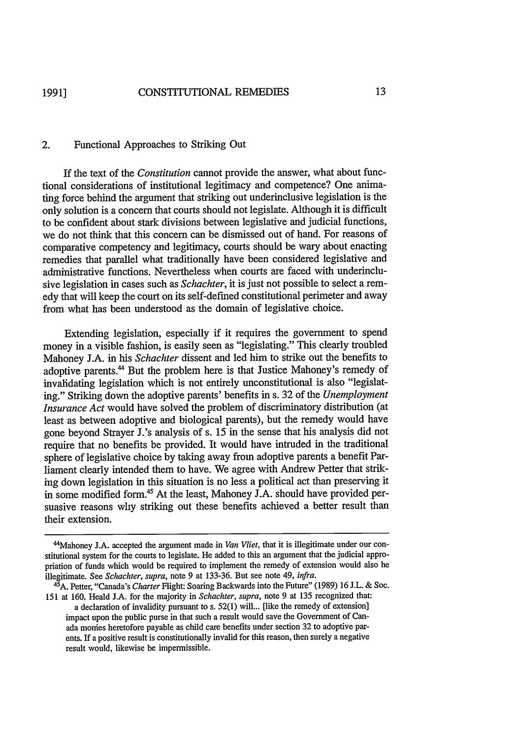### 2. Functional Approaches to Striking Out

If the text of the *Constitution* cannot provide the answer, what about functional considerations of institutional legitimacy and competence? One animating force behind the argument that striking out underinclusive legislation is the only solution is a concern that courts should not legislate. Although it is difficult to be confident about stark divisions between legislative and judicial functions, we do not think that this concern can be dismissed out of hand. For reasons of comparative competency and legitimacy, courts should be wary about enacting remedies that parallel what traditionally have been considered legislative and administrative functions. Nevertheless when courts are faced with underinclusive legislation in cases such as *Schachter*, it is just not possible to select a remedy that will keep the court on its self-defined constitutional perimeter and away from what has been understood as the domain of legislative choice.

Extending legislation, especially if it requires the government to spend money in a visible fashion, is easily seen as "legislating." This clearly troubled Mahoney J.A. in his *Schachter* dissent and led him to strike out the benefits to adoptive parents.[44] But the problem here is that Justice Mahoney's remedy of invalidating legislation which is not entirely unconstitutional is also "legislating." Striking down the adoptive parents' benefits in s. 32 of the *Unemployment Insurance Act* would have solved the problem of discriminatory distribution (at least as between adoptive and biological parents), but the remedy would have gone beyond Strayer J.'s analysis of s. 15 in the sense that his analysis did not require that no benefits be provided. It would have intruded in the traditional sphere of legislative choice by taking away from adoptive parents a benefit Parliament clearly intended them to have. We agree with Andrew Petter that striking down legislation in this situation is no less a political act than preserving it in some modified form.[45] At the least, Mahoney J.A. should have provided persuasive reasons why striking out these benefits achieved a better result than their extension.

---

[44] Mahoney J.A. accepted the argument made in *Van Vliet*, that it is illegitimate under our constitutional system for the courts to legislate. He added to this an argument that the judicial appropriation of funds which would be required to implement the remedy of extension would also he illegitimate. See *Schachter*, *supra*, note 9 at 133-36. But see note 49, *infra*.

[45] A. Petter, "Canada's *Charter* Flight: Soaring Backwards into the Future" (1989) 16 J.L. & Soc. 151 at 160. Heald J.A. for the majority in *Schachter*, *supra*, note 9 at 135 recognized that:

> a declaration of invalidity pursuant to s. 52(1) will... [like the remedy of extension] impact upon the public purse in that such a result would save the Government of Canada monies heretofore payable as child care benefits under section 32 to adoptive parents. If a positive result is constitutionally invalid for this reason, then surely a negative result would, likewise be impermissible.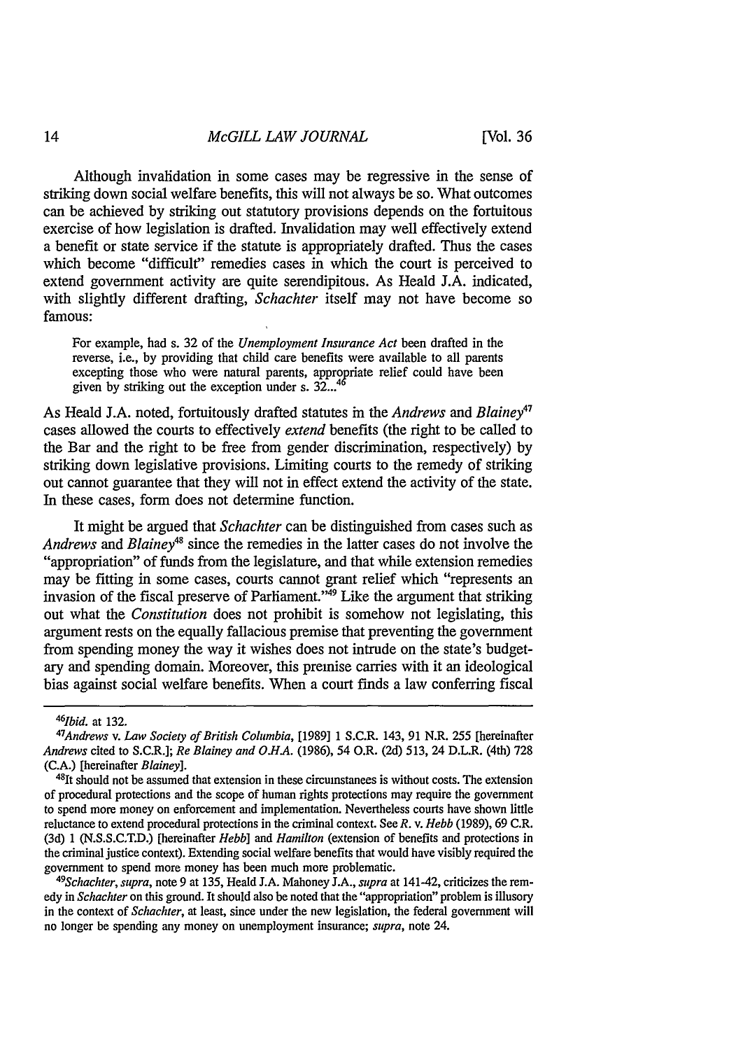Although invalidation in some cases may be regressive in the sense of striking down social welfare benefits, this will not always be so. What outcomes can be achieved by striking out statutory provisions depends on the fortuitous exercise of how legislation is drafted. Invalidation may well effectively extend a benefit or state service if the statute is appropriately drafted. Thus the cases which become "difficult" remedies cases in which the court is perceived to extend government activity are quite serendipitous. As Heald J.A. indicated, with slightly different drafting, *Schachter* itself may not have become so famous:

> For example, had s. 32 of the *Unemployment Insurance Act* been drafted in the reverse, i.e., by providing that child care benefits were available to all parents excepting those who were natural parents, appropriate relief could have been given by striking out the exception under s. 32...[46]

As Heald J.A. noted, fortuitously drafted statutes in the *Andrews* and *Blainey*[47] cases allowed the courts to effectively *extend* benefits (the right to be called to the Bar and the right to be free from gender discrimination, respectively) by striking down legislative provisions. Limiting courts to the remedy of striking out cannot guarantee that they will not in effect extend the activity of the state. In these cases, form does not determine function.

It might be argued that *Schachter* can be distinguished from cases such as *Andrews* and *Blainey*[48] since the remedies in the latter cases do not involve the "appropriation" of funds from the legislature, and that while extension remedies may be fitting in some cases, courts cannot grant relief which "represents an invasion of the fiscal preserve of Parliament."[49] Like the argument that striking out what the *Constitution* does not prohibit is somehow not legislating, this argument rests on the equally fallacious premise that preventing the government from spending money the way it wishes does not intrude on the state's budgetary and spending domain. Moreover, this premise carries with it an ideological bias against social welfare benefits. When a court finds a law conferring fiscal

---

[46]*Ibid.* at 132.

[47]*Andrews* v. *Law Society of British Columbia*, [1989] 1 S.C.R. 143, 91 N.R. 255 [hereinafter *Andrews* cited to S.C.R.]; *Re Blainey and O.H.A.* (1986), 54 O.R. (2d) 513, 24 D.L.R. (4th) 728 (C.A.) [hereinafter *Blainey*].

[48]It should not be assumed that extension in these circumstances is without costs. The extension of procedural protections and the scope of human rights protections may require the government to spend more money on enforcement and implementation. Nevertheless courts have shown little reluctance to extend procedural protections in the criminal context. See *R.* v. *Hebb* (1989), 69 C.R. (3d) 1 (N.S.S.C.T.D.) [hereinafter *Hebb*] and *Hamilton* (extension of benefits and protections in the criminal justice context). Extending social welfare benefits that would have visibly required the government to spend more money has been much more problematic.

[49]*Schachter*, *supra*, note 9 at 135, Heald J.A. Mahoney J.A., *supra* at 141-42, criticizes the remedy in *Schachter* on this ground. It should also be noted that the "appropriation" problem is illusory in the context of *Schachter*, at least, since under the new legislation, the federal government will no longer be spending any money on unemployment insurance; *supra*, note 24.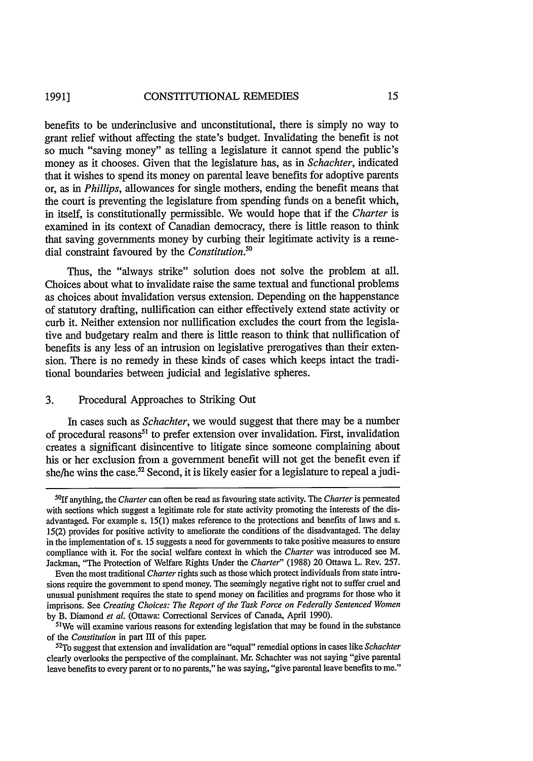benefits to be underinclusive and unconstitutional, there is simply no way to grant relief without affecting the state's budget. Invalidating the benefit is not so much "saving money" as telling a legislature it cannot spend the public's money as it chooses. Given that the legislature has, as in *Schachter*, indicated that it wishes to spend its money on parental leave benefits for adoptive parents or, as in *Phillips*, allowances for single mothers, ending the benefit means that the court is preventing the legislature from spending funds on a benefit which, in itself, is constitutionally permissible. We would hope that if the *Charter* is examined in its context of Canadian democracy, there is little reason to think that saving governments money by curbing their legitimate activity is a remedial constraint favoured by the *Constitution*.[50]

Thus, the "always strike" solution does not solve the problem at all. Choices about what to invalidate raise the same textual and functional problems as choices about invalidation versus extension. Depending on the happenstance of statutory drafting, nullification can either effectively extend state activity or curb it. Neither extension nor nullification excludes the court from the legislative and budgetary realm and there is little reason to think that nullification of benefits is any less of an intrusion on legislative prerogatives than their extension. There is no remedy in these kinds of cases which keeps intact the traditional boundaries between judicial and legislative spheres.

### 3. Procedural Approaches to Striking Out

In cases such as *Schachter*, we would suggest that there may be a number of procedural reasons[51] to prefer extension over invalidation. First, invalidation creates a significant disincentive to litigate since someone complaining about his or her exclusion from a government benefit will not get the benefit even if she/he wins the case.[52] Second, it is likely easier for a legislature to repeal a judi-

---

[50]If anything, the *Charter* can often be read as favouring state activity. The *Charter* is permeated with sections which suggest a legitimate role for state activity promoting the interests of the disadvantaged. For example s. 15(1) makes reference to the protections and benefits of laws and s. 15(2) provides for positive activity to ameliorate the conditions of the disadvantaged. The delay in the implementation of s. 15 suggests a need for governments to take positive measures to ensure compliance with it. For the social welfare context in which the *Charter* was introduced see M. Jackman, "The Protection of Welfare Rights Under the *Charter*" (1988) 20 Ottawa L. Rev. 257.

Even the most traditional *Charter* rights such as those which protect individuals from state intrusions require the government to spend money. The seemingly negative right not to suffer cruel and unusual punishment requires the state to spend money on facilities and programs for those who it imprisons. See *Creating Choices: The Report of the Task Force on Federally Sentenced Women* by B. Diamond *et al.* (Ottawa: Correctional Services of Canada, April 1990).

[51]We will examine various reasons for extending legislation that may be found in the substance of the *Constitution* in part III of this paper.

[52]To suggest that extension and invalidation are "equal" remedial options in cases like *Schachter* clearly overlooks the perspective of the complainant. Mr. Schachter was not saying "give parental leave benefits to every parent or to no parents," he was saying, "give parental leave benefits to me."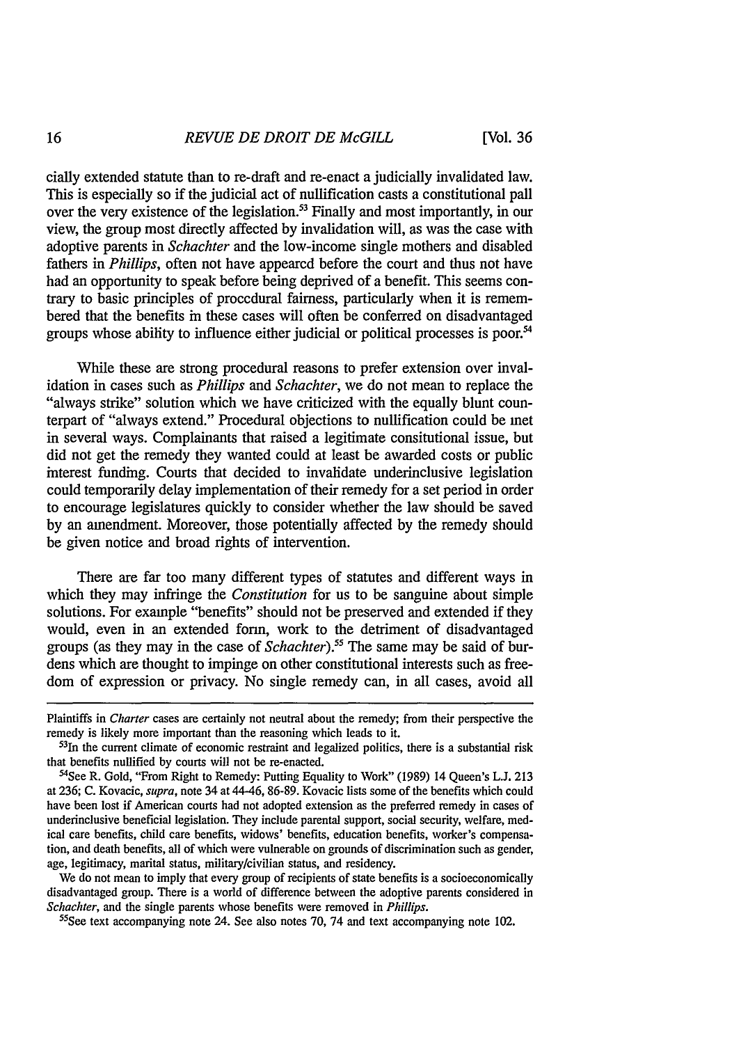cially extended statute than to re-draft and re-enact a judicially invalidated law. This is especially so if the judicial act of nullification casts a constitutional pall over the very existence of the legislation.[53] Finally and most importantly, in our view, the group most directly affected by invalidation will, as was the case with adoptive parents in *Schachter* and the low-income single mothers and disabled fathers in *Phillips*, often not have appeared before the court and thus not have had an opportunity to speak before being deprived of a benefit. This seems contrary to basic principles of procedural fairness, particularly when it is remembered that the benefits in these cases will often be conferred on disadvantaged groups whose ability to influence either judicial or political processes is poor.[54]

While these are strong procedural reasons to prefer extension over invalidation in cases such as *Phillips* and *Schachter*, we do not mean to replace the "always strike" solution which we have criticized with the equally blunt counterpart of "always extend." Procedural objections to nullification could be met in several ways. Complainants that raised a legitimate consitutional issue, but did not get the remedy they wanted could at least be awarded costs or public interest funding. Courts that decided to invalidate underinclusive legislation could temporarily delay implementation of their remedy for a set period in order to encourage legislatures quickly to consider whether the law should be saved by an amendment. Moreover, those potentially affected by the remedy should be given notice and broad rights of intervention.

There are far too many different types of statutes and different ways in which they may infringe the *Constitution* for us to be sanguine about simple solutions. For example "benefits" should not be preserved and extended if they would, even in an extended form, work to the detriment of disadvantaged groups (as they may in the case of *Schachter*).[55] The same may be said of burdens which are thought to impinge on other constitutional interests such as freedom of expression or privacy. No single remedy can, in all cases, avoid all

---

Plaintiffs in *Charter* cases are certainly not neutral about the remedy; from their perspective the remedy is likely more important than the reasoning which leads to it.

[53] In the current climate of economic restraint and legalized politics, there is a substantial risk that benefits nullified by courts will not be re-enacted.

[54] See R. Gold, "From Right to Remedy: Putting Equality to Work" (1989) 14 Queen's L.J. 213 at 236; C. Kovacic, *supra*, note 34 at 44-46, 86-89. Kovacic lists some of the benefits which could have been lost if American courts had not adopted extension as the preferred remedy in cases of underinclusive beneficial legislation. They include parental support, social security, welfare, medical care benefits, child care benefits, widows' benefits, education benefits, worker's compensation, and death benefits, all of which were vulnerable on grounds of discrimination such as gender, age, legitimacy, marital status, military/civilian status, and residency.

We do not mean to imply that every group of recipients of state benefits is a socioeconomically disadvantaged group. There is a world of difference between the adoptive parents considered in *Schachter*, and the single parents whose benefits were removed in *Phillips*.

[55] See text accompanying note 24. See also notes 70, 74 and text accompanying note 102.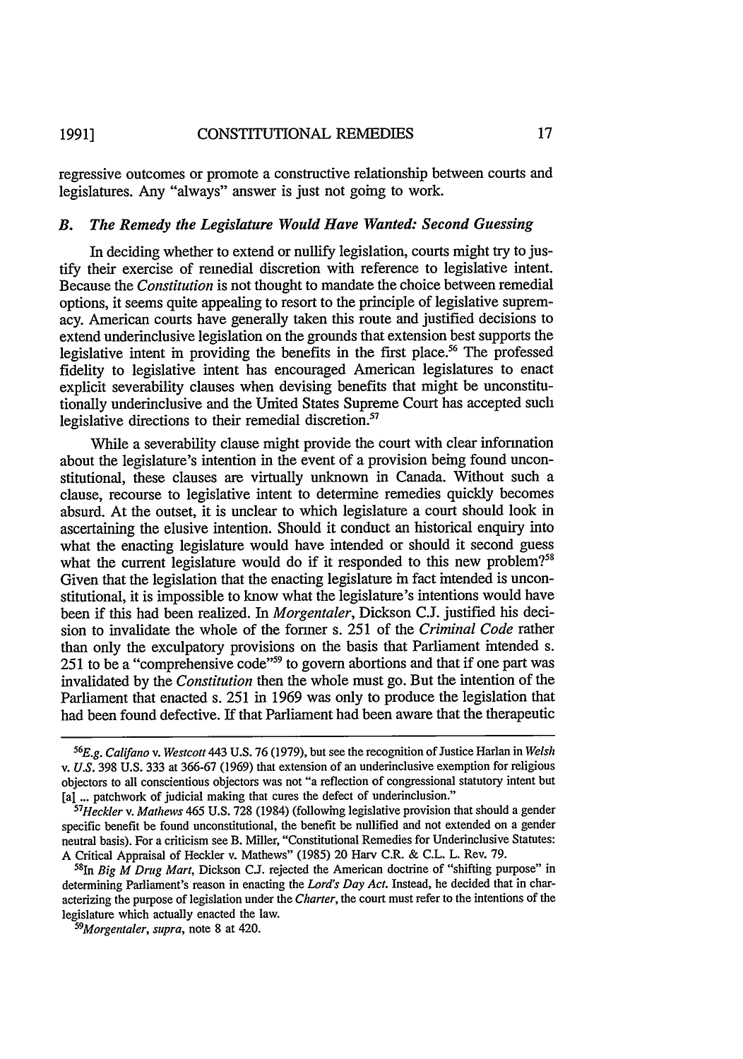regressive outcomes or promote a constructive relationship between courts and legislatures. Any "always" answer is just not going to work.

### *B. The Remedy the Legislature Would Have Wanted: Second Guessing*

In deciding whether to extend or nullify legislation, courts might try to justify their exercise of remedial discretion with reference to legislative intent. Because the *Constitution* is not thought to mandate the choice between remedial options, it seems quite appealing to resort to the principle of legislative supremacy. American courts have generally taken this route and justified decisions to extend underinclusive legislation on the grounds that extension best supports the legislative intent in providing the benefits in the first place.[56] The professed fidelity to legislative intent has encouraged American legislatures to enact explicit severability clauses when devising benefits that might be unconstitutionally underinclusive and the United States Supreme Court has accepted such legislative directions to their remedial discretion.[57]

While a severability clause might provide the court with clear information about the legislature's intention in the event of a provision being found unconstitutional, these clauses are virtually unknown in Canada. Without such a clause, recourse to legislative intent to determine remedies quickly becomes absurd. At the outset, it is unclear to which legislature a court should look in ascertaining the elusive intention. Should it conduct an historical enquiry into what the enacting legislature would have intended or should it second guess what the current legislature would do if it responded to this new problem?[58] Given that the legislation that the enacting legislature in fact intended is unconstitutional, it is impossible to know what the legislature's intentions would have been if this had been realized. In *Morgentaler*, Dickson C.J. justified his decision to invalidate the whole of the former s. 251 of the *Criminal Code* rather than only the exculpatory provisions on the basis that Parliament intended s. 251 to be a "comprehensive code"[59] to govern abortions and that if one part was invalidated by the *Constitution* then the whole must go. But the intention of the Parliament that enacted s. 251 in 1969 was only to produce the legislation that had been found defective. If that Parliament had been aware that the therapeutic

---

[56] *E.g. Califano* v. *Westcott* 443 U.S. 76 (1979), but see the recognition of Justice Harlan in *Welsh* v. *U.S.* 398 U.S. 333 at 366-67 (1969) that extension of an underinclusive exemption for religious objectors to all conscientious objectors was not "a reflection of congressional statutory intent but [a] ... patchwork of judicial making that cures the defect of underinclusion."

[57] *Heckler* v. *Mathews* 465 U.S. 728 (1984) (following legislative provision that should a gender specific benefit be found unconstitutional, the benefit be nullified and not extended on a gender neutral basis). For a criticism see B. Miller, "Constitutional Remedies for Underinclusive Statutes: A Critical Appraisal of Heckler v. Mathews" (1985) 20 Harv C.R. & C.L. L. Rev. 79.

[58] In *Big M Drug Mart*, Dickson C.J. rejected the American doctrine of "shifting purpose" in determining Parliament's reason in enacting the *Lord's Day Act*. Instead, he decided that in characterizing the purpose of legislation under the *Charter*, the court must refer to the intentions of the legislature which actually enacted the law.

[59] *Morgentaler*, *supra*, note 8 at 420.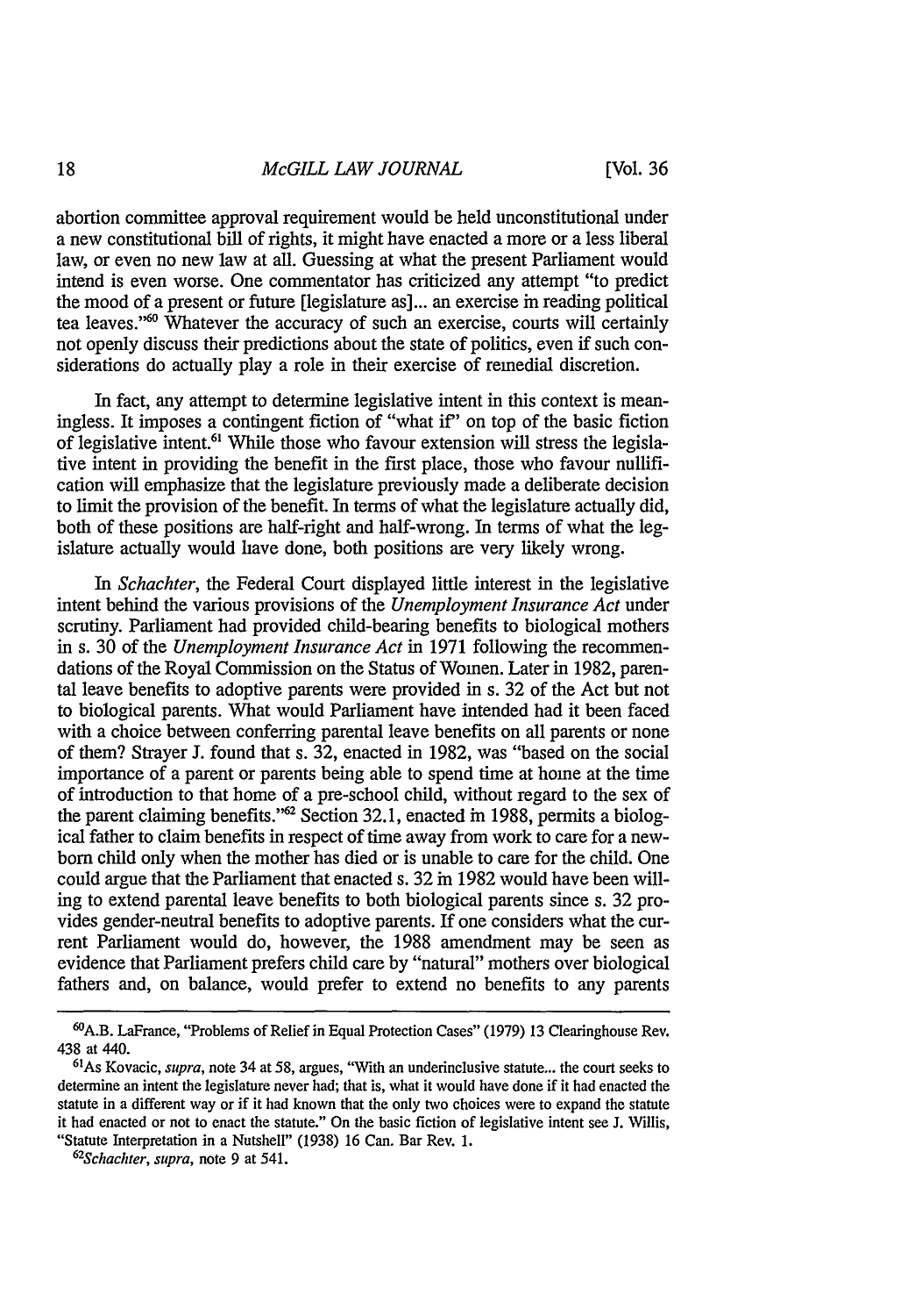abortion committee approval requirement would be held unconstitutional under a new constitutional bill of rights, it might have enacted a more or a less liberal law, or even no new law at all. Guessing at what the present Parliament would intend is even worse. One commentator has criticized any attempt "to predict the mood of a present or future [legislature as]... an exercise in reading political tea leaves."[60] Whatever the accuracy of such an exercise, courts will certainly not openly discuss their predictions about the state of politics, even if such considerations do actually play a role in their exercise of remedial discretion.

In fact, any attempt to determine legislative intent in this context is meaningless. It imposes a contingent fiction of "what if" on top of the basic fiction of legislative intent.[61] While those who favour extension will stress the legislative intent in providing the benefit in the first place, those who favour nullification will emphasize that the legislature previously made a deliberate decision to limit the provision of the benefit. In terms of what the legislature actually did, both of these positions are half-right and half-wrong. In terms of what the legislature actually would have done, both positions are very likely wrong.

In *Schachter*, the Federal Court displayed little interest in the legislative intent behind the various provisions of the *Unemployment Insurance Act* under scrutiny. Parliament had provided child-bearing benefits to biological mothers in s. 30 of the *Unemployment Insurance Act* in 1971 following the recommendations of the Royal Commission on the Status of Women. Later in 1982, parental leave benefits to adoptive parents were provided in s. 32 of the Act but not to biological parents. What would Parliament have intended had it been faced with a choice between conferring parental leave benefits on all parents or none of them? Strayer J. found that s. 32, enacted in 1982, was "based on the social importance of a parent or parents being able to spend time at home at the time of introduction to that home of a pre-school child, without regard to the sex of the parent claiming benefits."[62] Section 32.1, enacted in 1988, permits a biological father to claim benefits in respect of time away from work to care for a newborn child only when the mother has died or is unable to care for the child. One could argue that the Parliament that enacted s. 32 in 1982 would have been willing to extend parental leave benefits to both biological parents since s. 32 provides gender-neutral benefits to adoptive parents. If one considers what the current Parliament would do, however, the 1988 amendment may be seen as evidence that Parliament prefers child care by "natural" mothers over biological fathers and, on balance, would prefer to extend no benefits to any parents

---

[60] A.B. LaFrance, "Problems of Relief in Equal Protection Cases" (1979) 13 Clearinghouse Rev. 438 at 440.

[61] As Kovacic, *supra*, note 34 at 58, argues, "With an underinclusive statute... the court seeks to determine an intent the legislature never had; that is, what it would have done if it had enacted the statute in a different way or if it had known that the only two choices were to expand the statute it had enacted or not to enact the statute." On the basic fiction of legislative intent see J. Willis, "Statute Interpretation in a Nutshell" (1938) 16 Can. Bar Rev. 1.

[62] *Schachter*, *supra*, note 9 at 541.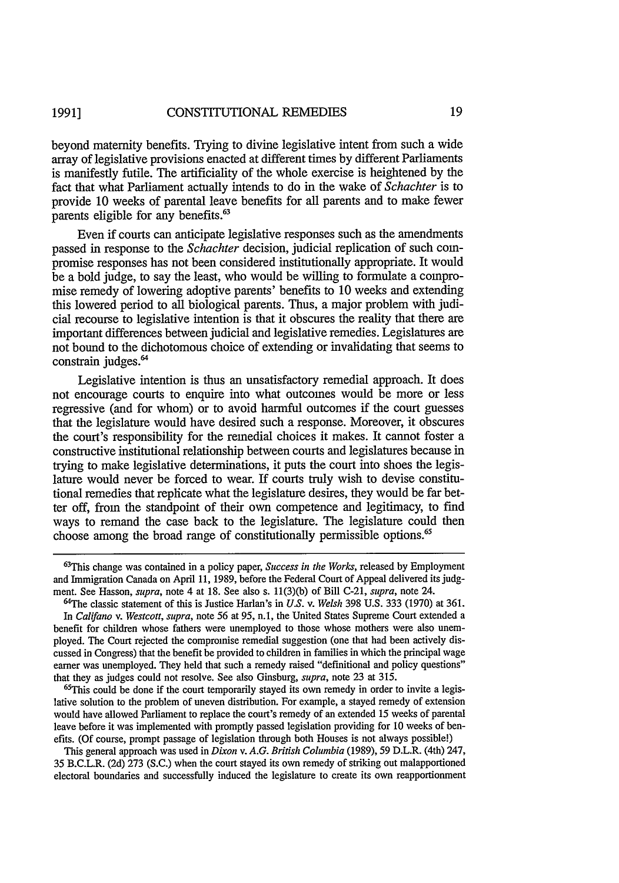beyond maternity benefits. Trying to divine legislative intent from such a wide array of legislative provisions enacted at different times by different Parliaments is manifestly futile. The artificiality of the whole exercise is heightened by the fact that what Parliament actually intends to do in the wake of *Schachter* is to provide 10 weeks of parental leave benefits for all parents and to make fewer parents eligible for any benefits.[63]

Even if courts can anticipate legislative responses such as the amendments passed in response to the *Schachter* decision, judicial replication of such compromise responses has not been considered institutionally appropriate. It would be a bold judge, to say the least, who would be willing to formulate a compromise remedy of lowering adoptive parents' benefits to 10 weeks and extending this lowered period to all biological parents. Thus, a major problem with judicial recourse to legislative intention is that it obscures the reality that there are important differences between judicial and legislative remedies. Legislatures are not bound to the dichotomous choice of extending or invalidating that seems to constrain judges.[64]

Legislative intention is thus an unsatisfactory remedial approach. It does not encourage courts to enquire into what outcomes would be more or less regressive (and for whom) or to avoid harmful outcomes if the court guesses that the legislature would have desired such a response. Moreover, it obscures the court's responsibility for the remedial choices it makes. It cannot foster a constructive institutional relationship between courts and legislatures because in trying to make legislative determinations, it puts the court into shoes the legislature would never be forced to wear. If courts truly wish to devise constitutional remedies that replicate what the legislature desires, they would be far better off, from the standpoint of their own competence and legitimacy, to find ways to remand the case back to the legislature. The legislature could then choose among the broad range of constitutionally permissible options.[65]

---

[63]This change was contained in a policy paper, *Success in the Works*, released by Employment and Immigration Canada on April 11, 1989, before the Federal Court of Appeal delivered its judgment. See Hasson, *supra*, note 4 at 18. See also s. 11(3)(b) of Bill C-21, *supra*, note 24.

[64]The classic statement of this is Justice Harlan's in *U.S.* v. *Welsh* 398 U.S. 333 (1970) at 361. In *Califano* v. *Westcott*, *supra*, note 56 at 95, n.1, the United States Supreme Court extended a benefit for children whose fathers were unemployed to those whose mothers were also unemployed. The Court rejected the compromise remedial suggestion (one that had been actively discussed in Congress) that the benefit be provided to children in families in which the principal wage earner was unemployed. They held that such a remedy raised "definitional and policy questions" that they as judges could not resolve. See also Ginsburg, *supra*, note 23 at 315.

[65]This could be done if the court temporarily stayed its own remedy in order to invite a legislative solution to the problem of uneven distribution. For example, a stayed remedy of extension would have allowed Parliament to replace the court's remedy of an extended 15 weeks of parental leave before it was implemented with promptly passed legislation providing for 10 weeks of benefits. (Of course, prompt passage of legislation through both Houses is not always possible!)

This general approach was used in *Dixon* v. *A.G. British Columbia* (1989), 59 D.L.R. (4th) 247, 35 B.C.L.R. (2d) 273 (S.C.) when the court stayed its own remedy of striking out malapportioned electoral boundaries and successfully induced the legislature to create its own reapportionment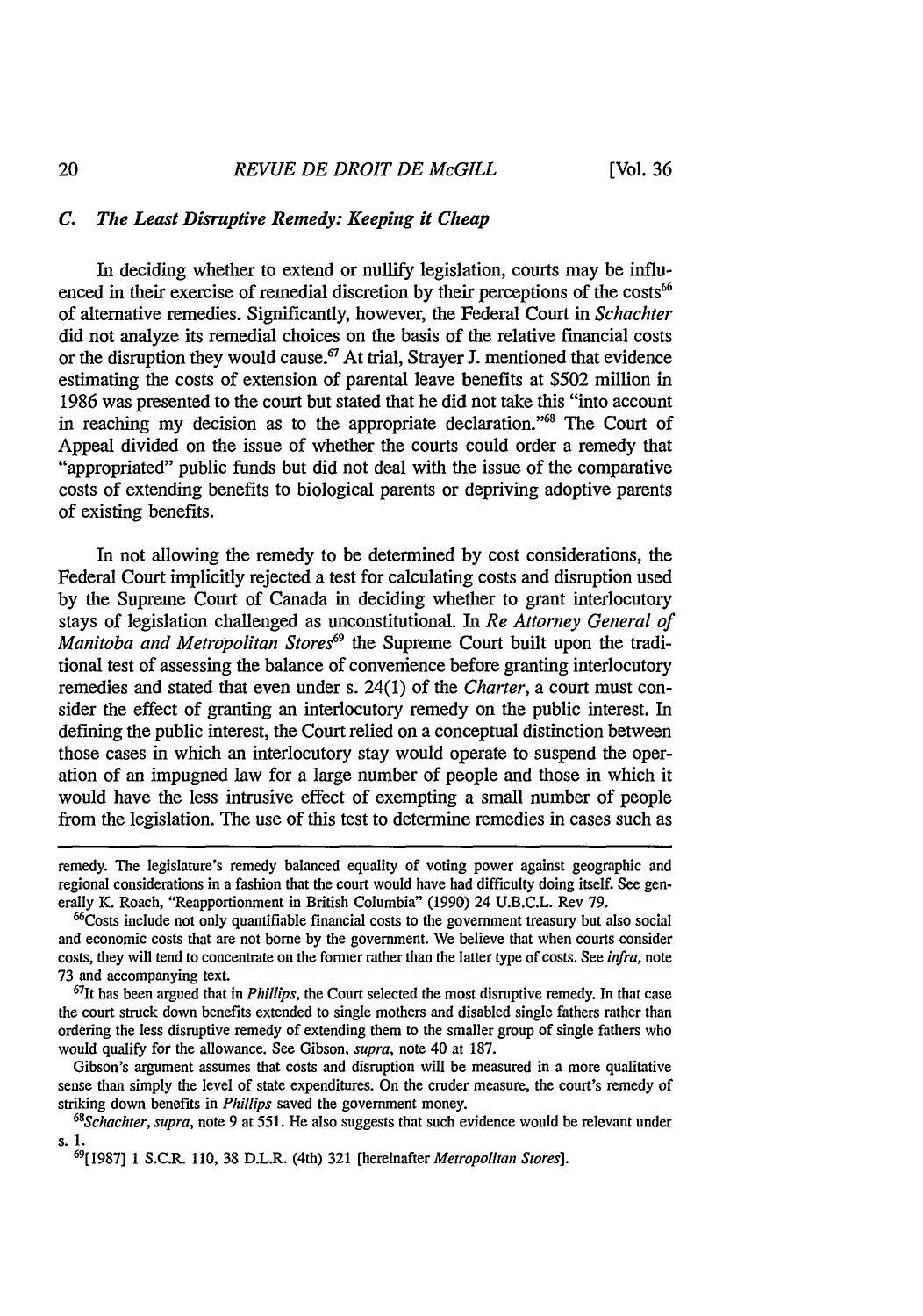### C. *The Least Disruptive Remedy: Keeping it Cheap*

In deciding whether to extend or nullify legislation, courts may be influenced in their exercise of remedial discretion by their perceptions of the costs[66] of alternative remedies. Significantly, however, the Federal Court in *Schachter* did not analyze its remedial choices on the basis of the relative financial costs or the disruption they would cause.[67] At trial, Strayer J. mentioned that evidence estimating the costs of extension of parental leave benefits at $502 million in 1986 was presented to the court but stated that he did not take this "into account in reaching my decision as to the appropriate declaration."[68] The Court of Appeal divided on the issue of whether the courts could order a remedy that "appropriated" public funds but did not deal with the issue of the comparative costs of extending benefits to biological parents or depriving adoptive parents of existing benefits.

In not allowing the remedy to be determined by cost considerations, the Federal Court implicitly rejected a test for calculating costs and disruption used by the Supreme Court of Canada in deciding whether to grant interlocutory stays of legislation challenged as unconstitutional. In *Re Attorney General of Manitoba and Metropolitan Stores*[69] the Supreme Court built upon the traditional test of assessing the balance of convenience before granting interlocutory remedies and stated that even under s. 24(1) of the *Charter*, a court must consider the effect of granting an interlocutory remedy on the public interest. In defining the public interest, the Court relied on a conceptual distinction between those cases in which an interlocutory stay would operate to suspend the operation of an impugned law for a large number of people and those in which it would have the less intrusive effect of exempting a small number of people from the legislation. The use of this test to determine remedies in cases such as

---

remedy. The legislature's remedy balanced equality of voting power against geographic and regional considerations in a fashion that the court would have had difficulty doing itself. See generally K. Roach, "Reapportionment in British Columbia" (1990) 24 U.B.C.L. Rev 79.

[66]Costs include not only quantifiable financial costs to the government treasury but also social and economic costs that are not borne by the government. We believe that when courts consider costs, they will tend to concentrate on the former rather than the latter type of costs. See *infra*, note 73 and accompanying text.

[67]It has been argued that in *Phillips*, the Court selected the most disruptive remedy. In that case the court struck down benefits extended to single mothers and disabled single fathers rather than ordering the less disruptive remedy of extending them to the smaller group of single fathers who would qualify for the allowance. See Gibson, *supra*, note 40 at 187.

Gibson's argument assumes that costs and disruption will be measured in a more qualitative sense than simply the level of state expenditures. On the cruder measure, the court's remedy of striking down benefits in *Phillips* saved the government money.

[68]*Schachter*, *supra*, note 9 at 551. He also suggests that such evidence would be relevant under s. 1.

[69][1987] 1 S.C.R. 110, 38 D.L.R. (4th) 321 [hereinafter *Metropolitan Stores*].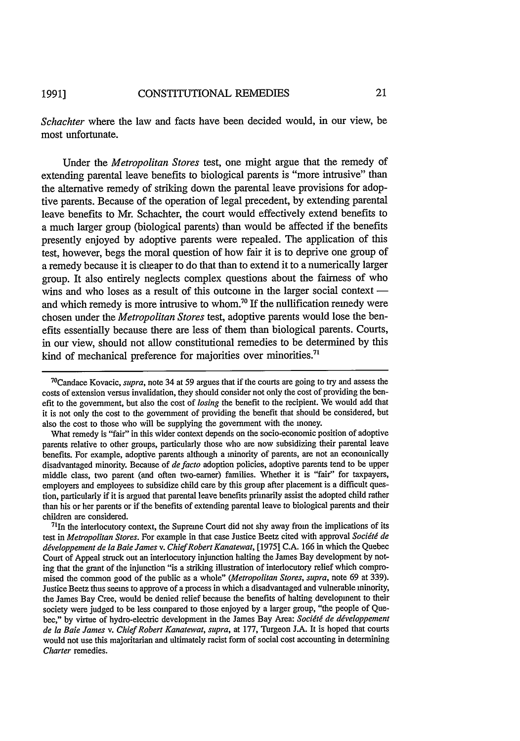*Schachter* where the law and facts have been decided would, in our view, be most unfortunate.

Under the *Metropolitan Stores* test, one might argue that the remedy of extending parental leave benefits to biological parents is "more intrusive" than the alternative remedy of striking down the parental leave provisions for adoptive parents. Because of the operation of legal precedent, by extending parental leave benefits to Mr. Schachter, the court would effectively extend benefits to a much larger group (biological parents) than would be affected if the benefits presently enjoyed by adoptive parents were repealed. The application of this test, however, begs the moral question of how fair it is to deprive one group of a remedy because it is cheaper to do that than to extend it to a numerically larger group. It also entirely neglects complex questions about the fairness of who wins and who loses as a result of this outcome in the larger social context — and which remedy is more intrusive to whom.[70] If the nullification remedy were chosen under the *Metropolitan Stores* test, adoptive parents would lose the benefits essentially because there are less of them than biological parents. Courts, in our view, should not allow constitutional remedies to be determined by this kind of mechanical preference for majorities over minorities.[71]

---

[70]Candace Kovacic, *supra*, note 34 at 59 argues that if the courts are going to try and assess the costs of extension versus invalidation, they should consider not only the cost of providing the benefit to the government, but also the cost of *losing* the benefit to the recipient. We would add that it is not only the cost to the government of providing the benefit that should be considered, but also the cost to those who will be supplying the government with the money.

What remedy is "fair" in this wider context depends on the socio-economic position of adoptive parents relative to other groups, particularly those who are now subsidizing their parental leave benefits. For example, adoptive parents although a minority of parents, are not an economically disadvantaged minority. Because of *de facto* adoption policies, adoptive parents tend to be upper middle class, two parent (and often two-earner) families. Whether it is "fair" for taxpayers, employers and employees to subsidize child care by this group after placement is a difficult question, particularly if it is argued that parental leave benefits primarily assist the adopted child rather than his or her parents or if the benefits of extending parental leave to biological parents and their children are considered.

[71]In the interlocutory context, the Supreme Court did not shy away from the implications of its test in *Metropolitan Stores*. For example in that case Justice Beetz cited with approval *Société de développement de la Baie James* v. *Chief Robert Kanatewat*, [1975] C.A. 166 in which the Quebec Court of Appeal struck out an interlocutory injunction halting the James Bay development by noting that the grant of the injunction "is a striking illustration of interlocutory relief which compromised the common good of the public as a whole" (*Metropolitan Stores*, *supra*, note 69 at 339). Justice Beetz thus seems to approve of a process in which a disadvantaged and vulnerable minority, the James Bay Cree, would be denied relief because the benefits of halting development to their society were judged to be less compared to those enjoyed by a larger group, "the people of Quebec," by virtue of hydro-electric development in the James Bay Area: *Société de développement de la Baie James* v. *Chief Robert Kanatewat*, *supra*, at 177, Turgeon J.A. It is hoped that courts would not use this majoritarian and ultimately racist form of social cost accounting in determining *Charter* remedies.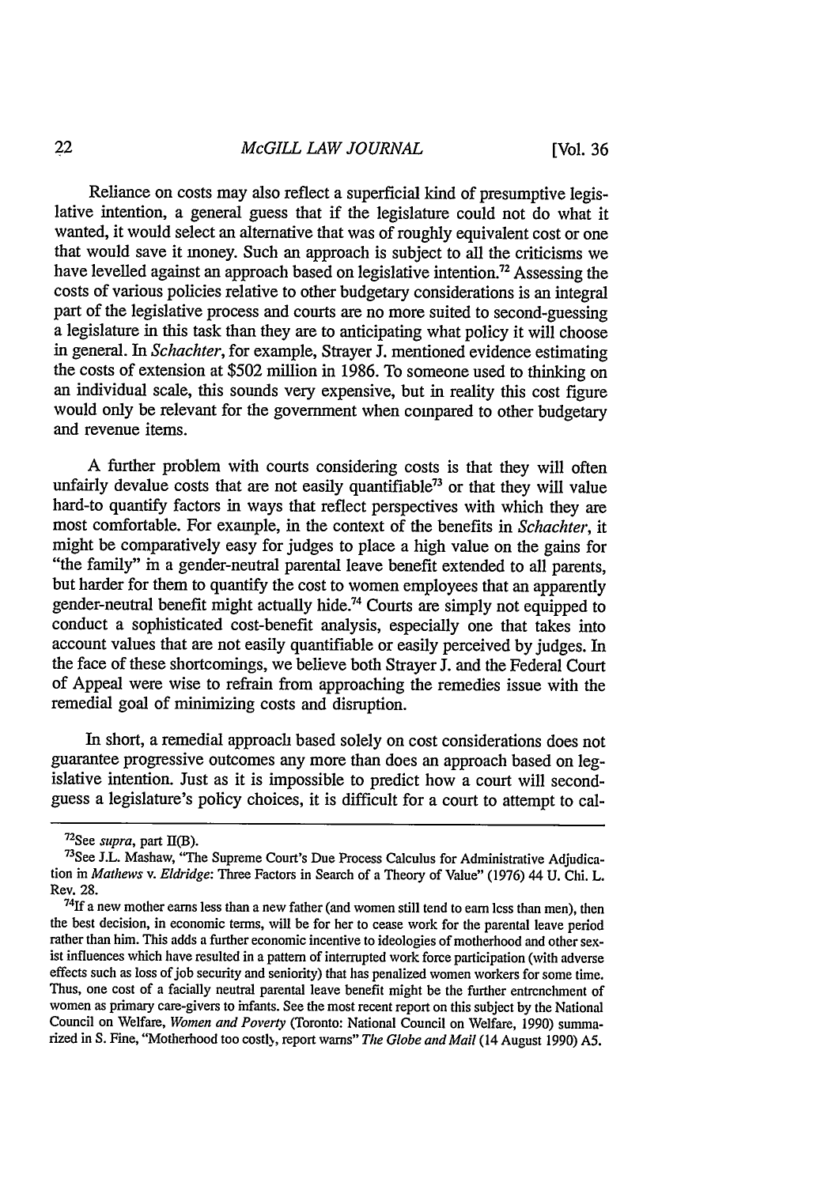Reliance on costs may also reflect a superficial kind of presumptive legislative intention, a general guess that if the legislature could not do what it wanted, it would select an alternative that was of roughly equivalent cost or one that would save it money. Such an approach is subject to all the criticisms we have levelled against an approach based on legislative intention.[72] Assessing the costs of various policies relative to other budgetary considerations is an integral part of the legislative process and courts are no more suited to second-guessing a legislature in this task than they are to anticipating what policy it will choose in general. In *Schachter*, for example, Strayer J. mentioned evidence estimating the costs of extension at $502 million in 1986. To someone used to thinking on an individual scale, this sounds very expensive, but in reality this cost figure would only be relevant for the government when compared to other budgetary and revenue items.

A further problem with courts considering costs is that they will often unfairly devalue costs that are not easily quantifiable[73] or that they will value hard-to quantify factors in ways that reflect perspectives with which they are most comfortable. For example, in the context of the benefits in *Schachter*, it might be comparatively easy for judges to place a high value on the gains for "the family" in a gender-neutral parental leave benefit extended to all parents, but harder for them to quantify the cost to women employees that an apparently gender-neutral benefit might actually hide.[74] Courts are simply not equipped to conduct a sophisticated cost-benefit analysis, especially one that takes into account values that are not easily quantifiable or easily perceived by judges. In the face of these shortcomings, we believe both Strayer J. and the Federal Court of Appeal were wise to refrain from approaching the remedies issue with the remedial goal of minimizing costs and disruption.

In short, a remedial approach based solely on cost considerations does not guarantee progressive outcomes any more than does an approach based on legislative intention. Just as it is impossible to predict how a court will second-guess a legislature's policy choices, it is difficult for a court to attempt to cal-

---

[72]See *supra*, part II(B).

[73]See J.L. Mashaw, "The Supreme Court's Due Process Calculus for Administrative Adjudication in *Mathews* v. *Eldridge*: Three Factors in Search of a Theory of Value" (1976) 44 U. Chi. L. Rev. 28.

[74]If a new mother earns less than a new father (and women still tend to earn less than men), then the best decision, in economic terms, will be for her to cease work for the parental leave period rather than him. This adds a further economic incentive to ideologies of motherhood and other sexist influences which have resulted in a pattern of interrupted work force participation (with adverse effects such as loss of job security and seniority) that has penalized women workers for some time. Thus, one cost of a facially neutral parental leave benefit might be the further entrenchment of women as primary care-givers to infants. See the most recent report on this subject by the National Council on Welfare, *Women and Poverty* (Toronto: National Council on Welfare, 1990) summarized in S. Fine, "Motherhood too costly, report warns" *The Globe and Mail* (14 August 1990) A5.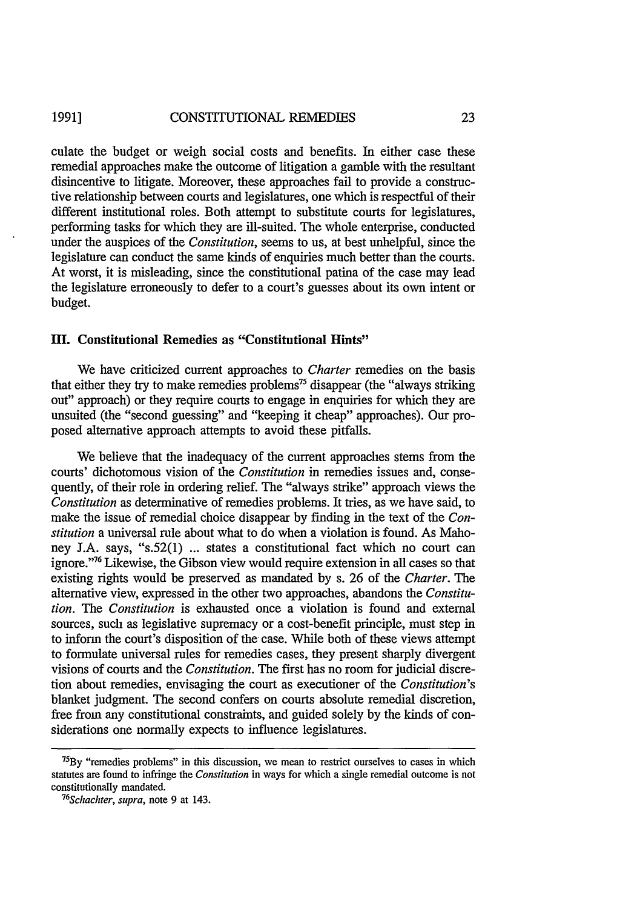culate the budget or weigh social costs and benefits. In either case these remedial approaches make the outcome of litigation a gamble with the resultant disincentive to litigate. Moreover, these approaches fail to provide a constructive relationship between courts and legislatures, one which is respectful of their different institutional roles. Both attempt to substitute courts for legislatures, performing tasks for which they are ill-suited. The whole enterprise, conducted under the auspices of the *Constitution*, seems to us, at best unhelpful, since the legislature can conduct the same kinds of enquiries much better than the courts. At worst, it is misleading, since the constitutional patina of the case may lead the legislature erroneously to defer to a court's guesses about its own intent or budget.

## III. Constitutional Remedies as "Constitutional Hints"

We have criticized current approaches to *Charter* remedies on the basis that either they try to make remedies problems[75] disappear (the "always striking out" approach) or they require courts to engage in enquiries for which they are unsuited (the "second guessing" and "keeping it cheap" approaches). Our proposed alternative approach attempts to avoid these pitfalls.

We believe that the inadequacy of the current approaches stems from the courts' dichotomous vision of the *Constitution* in remedies issues and, consequently, of their role in ordering relief. The "always strike" approach views the *Constitution* as determinative of remedies problems. It tries, as we have said, to make the issue of remedial choice disappear by finding in the text of the *Constitution* a universal rule about what to do when a violation is found. As Mahoney J.A. says, "s.52(1) ... states a constitutional fact which no court can ignore."[76] Likewise, the Gibson view would require extension in all cases so that existing rights would be preserved as mandated by s. 26 of the *Charter*. The alternative view, expressed in the other two approaches, abandons the *Constitution*. The *Constitution* is exhausted once a violation is found and external sources, such as legislative supremacy or a cost-benefit principle, must step in to inform the court's disposition of the case. While both of these views attempt to formulate universal rules for remedies cases, they present sharply divergent visions of courts and the *Constitution*. The first has no room for judicial discretion about remedies, envisaging the court as executioner of the *Constitution*'s blanket judgment. The second confers on courts absolute remedial discretion, free from any constitutional constraints, and guided solely by the kinds of considerations one normally expects to influence legislatures.

---

[75] By "remedies problems" in this discussion, we mean to restrict ourselves to cases in which statutes are found to infringe the *Constitution* in ways for which a single remedial outcome is not constitutionally mandated.

[76] *Schachter*, *supra*, note 9 at 143.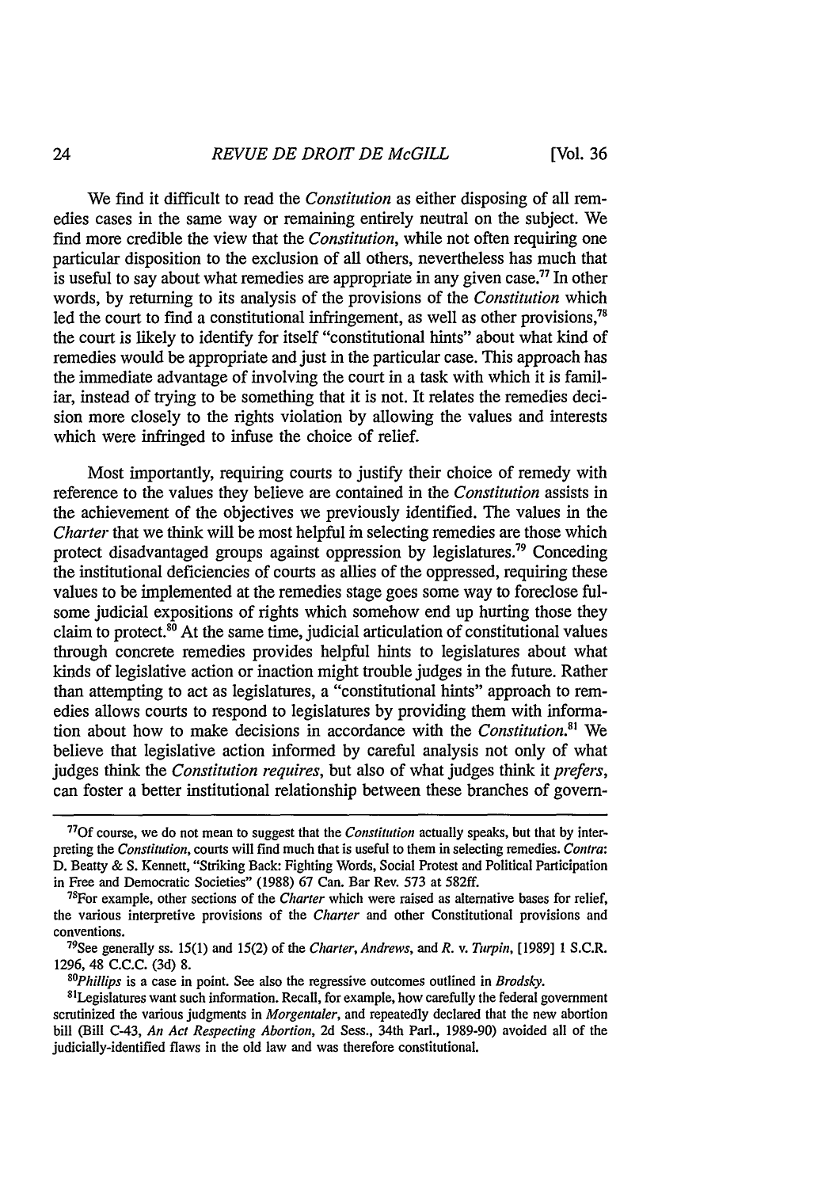We find it difficult to read the *Constitution* as either disposing of all remedies cases in the same way or remaining entirely neutral on the subject. We find more credible the view that the *Constitution*, while not often requiring one particular disposition to the exclusion of all others, nevertheless has much that is useful to say about what remedies are appropriate in any given case.[77] In other words, by returning to its analysis of the provisions of the *Constitution* which led the court to find a constitutional infringement, as well as other provisions,[78] the court is likely to identify for itself "constitutional hints" about what kind of remedies would be appropriate and just in the particular case. This approach has the immediate advantage of involving the court in a task with which it is familiar, instead of trying to be something that it is not. It relates the remedies decision more closely to the rights violation by allowing the values and interests which were infringed to infuse the choice of relief.

Most importantly, requiring courts to justify their choice of remedy with reference to the values they believe are contained in the *Constitution* assists in the achievement of the objectives we previously identified. The values in the *Charter* that we think will be most helpful in selecting remedies are those which protect disadvantaged groups against oppression by legislatures.[79] Conceding the institutional deficiencies of courts as allies of the oppressed, requiring these values to be implemented at the remedies stage goes some way to foreclose fulsome judicial expositions of rights which somehow end up hurting those they claim to protect.[80] At the same time, judicial articulation of constitutional values through concrete remedies provides helpful hints to legislatures about what kinds of legislative action or inaction might trouble judges in the future. Rather than attempting to act as legislatures, a "constitutional hints" approach to remedies allows courts to respond to legislatures by providing them with information about how to make decisions in accordance with the *Constitution*.[81] We believe that legislative action informed by careful analysis not only of what judges think the *Constitution requires*, but also of what judges think it *prefers*, can foster a better institutional relationship between these branches of govern-

---

[77] Of course, we do not mean to suggest that the *Constitution* actually speaks, but that by interpreting the *Constitution*, courts will find much that is useful to them in selecting remedies. *Contra*: D. Beatty & S. Kennett, "Striking Back: Fighting Words, Social Protest and Political Participation in Free and Democratic Societies" (1988) 67 Can. Bar Rev. 573 at 582ff.

[78] For example, other sections of the *Charter* which were raised as alternative bases for relief, the various interpretive provisions of the *Charter* and other Constitutional provisions and conventions.

[79] See generally ss. 15(1) and 15(2) of the *Charter*, *Andrews*, and *R. v. Turpin*, [1989] 1 S.C.R. 1296, 48 C.C.C. (3d) 8.

[80] *Phillips* is a case in point. See also the regressive outcomes outlined in *Brodsky*.

[81] Legislatures want such information. Recall, for example, how carefully the federal government scrutinized the various judgments in *Morgentaler*, and repeatedly declared that the new abortion bill (Bill C-43, *An Act Respecting Abortion*, 2d Sess., 34th Parl., 1989-90) avoided all of the judicially-identified flaws in the old law and was therefore constitutional.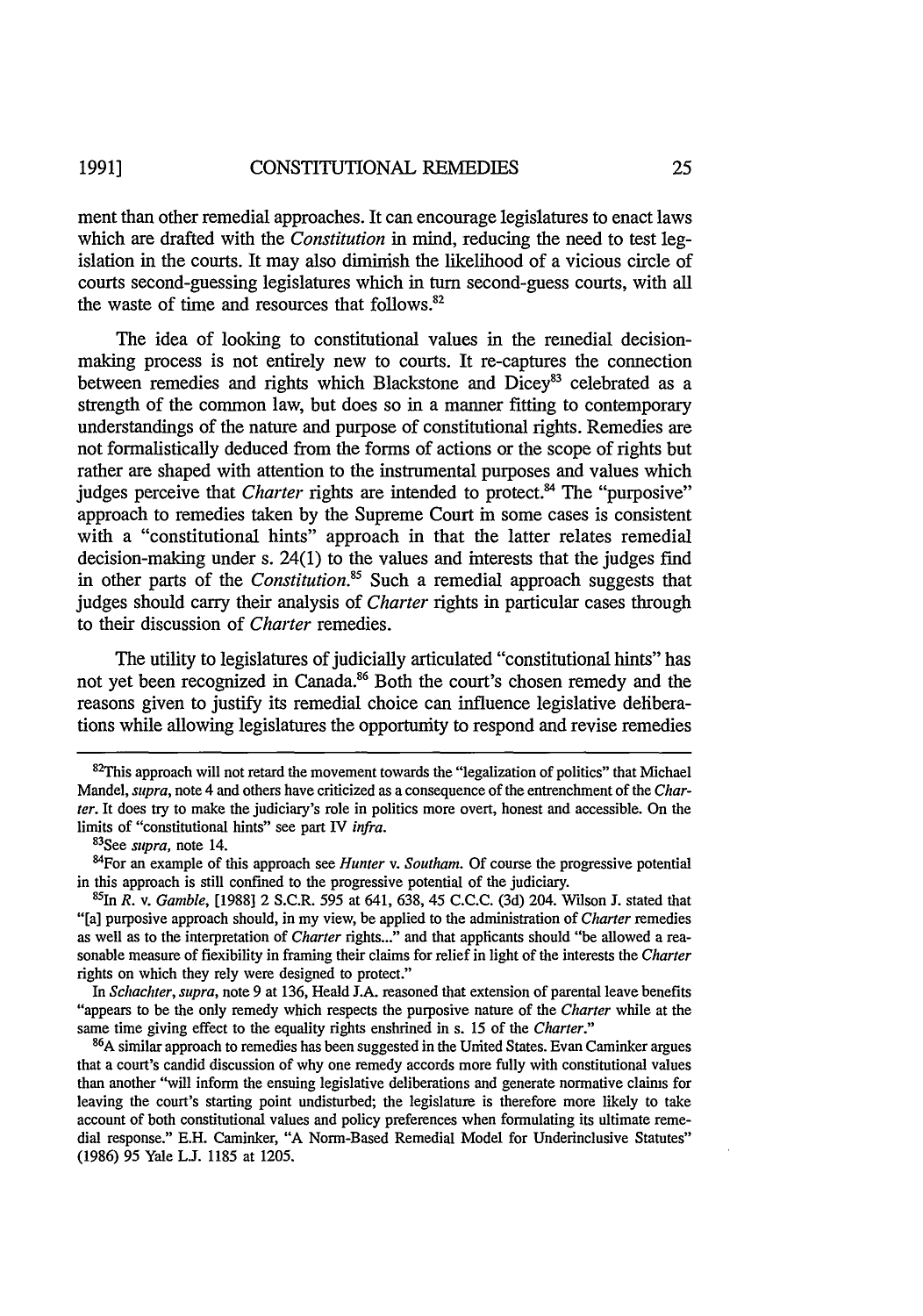ment than other remedial approaches. It can encourage legislatures to enact laws which are drafted with the *Constitution* in mind, reducing the need to test legislation in the courts. It may also diminish the likelihood of a vicious circle of courts second-guessing legislatures which in turn second-guess courts, with all the waste of time and resources that follows.[82]

The idea of looking to constitutional values in the remedial decision-making process is not entirely new to courts. It re-captures the connection between remedies and rights which Blackstone and Dicey[83] celebrated as a strength of the common law, but does so in a manner fitting to contemporary understandings of the nature and purpose of constitutional rights. Remedies are not formalistically deduced from the forms of actions or the scope of rights but rather are shaped with attention to the instrumental purposes and values which judges perceive that *Charter* rights are intended to protect.[84] The "purposive" approach to remedies taken by the Supreme Court in some cases is consistent with a "constitutional hints" approach in that the latter relates remedial decision-making under s. 24(1) to the values and interests that the judges find in other parts of the *Constitution*.[85] Such a remedial approach suggests that judges should carry their analysis of *Charter* rights in particular cases through to their discussion of *Charter* remedies.

The utility to legislatures of judicially articulated "constitutional hints" has not yet been recognized in Canada.[86] Both the court's chosen remedy and the reasons given to justify its remedial choice can influence legislative deliberations while allowing legislatures the opportunity to respond and revise remedies

---

[82]This approach will not retard the movement towards the "legalization of politics" that Michael Mandel, *supra*, note 4 and others have criticized as a consequence of the entrenchment of the *Charter*. It does try to make the judiciary's role in politics more overt, honest and accessible. On the limits of "constitutional hints" see part IV *infra*.

[83]See *supra*, note 14.

[84]For an example of this approach see *Hunter* v. *Southam*. Of course the progressive potential in this approach is still confined to the progressive potential of the judiciary.

[85]In *R.* v. *Gamble*, [1988] 2 S.C.R. 595 at 641, 638, 45 C.C.C. (3d) 204. Wilson J. stated that "[a] purposive approach should, in my view, be applied to the administration of *Charter* remedies as well as to the interpretation of *Charter* rights..." and that applicants should "be allowed a reasonable measure of flexibility in framing their claims for relief in light of the interests the *Charter* rights on which they rely were designed to protect."

In *Schachter*, *supra*, note 9 at 136, Heald J.A. reasoned that extension of parental leave benefits "appears to be the only remedy which respects the purposive nature of the *Charter* while at the same time giving effect to the equality rights enshrined in s. 15 of the *Charter*."

[86]A similar approach to remedies has been suggested in the United States. Evan Caminker argues that a court's candid discussion of why one remedy accords more fully with constitutional values than another "will inform the ensuing legislative deliberations and generate normative claims for leaving the court's starting point undisturbed; the legislature is therefore more likely to take account of both constitutional values and policy preferences when formulating its ultimate remedial response." E.H. Caminker, "A Norm-Based Remedial Model for Underinclusive Statutes" (1986) 95 Yale L.J. 1185 at 1205.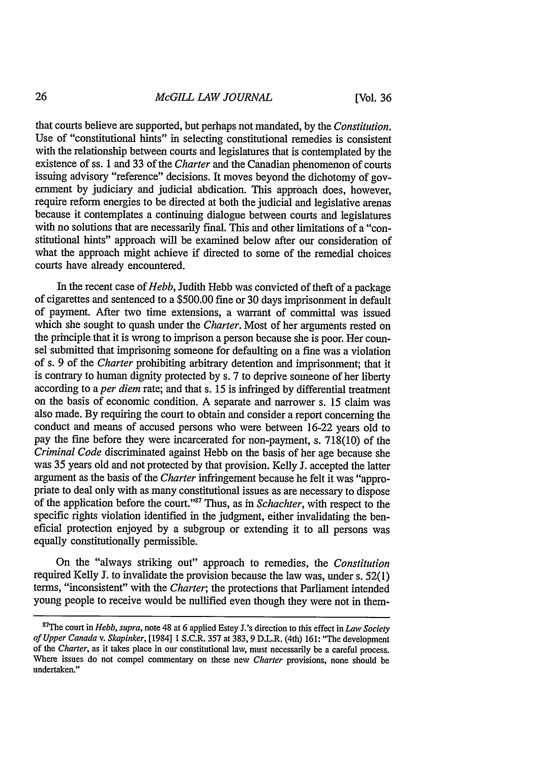that courts believe are supported, but perhaps not mandated, by the *Constitution*. Use of "constitutional hints" in selecting constitutional remedies is consistent with the relationship between courts and legislatures that is contemplated by the existence of ss. 1 and 33 of the *Charter* and the Canadian phenomenon of courts issuing advisory "reference" decisions. It moves beyond the dichotomy of government by judiciary and judicial abdication. This approach does, however, require reform energies to be directed at both the judicial and legislative arenas because it contemplates a continuing dialogue between courts and legislatures with no solutions that are necessarily final. This and other limitations of a "constitutional hints" approach will be examined below after our consideration of what the approach might achieve if directed to some of the remedial choices courts have already encountered.

In the recent case of *Hebb*, Judith Hebb was convicted of theft of a package of cigarettes and sentenced to a $500.00 fine or 30 days imprisonment in default of payment. After two time extensions, a warrant of committal was issued which she sought to quash under the *Charter*. Most of her arguments rested on the principle that it is wrong to imprison a person because she is poor. Her counsel submitted that imprisoning someone for defaulting on a fine was a violation of s. 9 of the *Charter* prohibiting arbitrary detention and imprisonment; that it is contrary to human dignity protected by s. 7 to deprive someone of her liberty according to a *per diem* rate; and that s. 15 is infringed by differential treatment on the basis of economic condition. A separate and narrower s. 15 claim was also made. By requiring the court to obtain and consider a report concerning the conduct and means of accused persons who were between 16-22 years old to pay the fine before they were incarcerated for non-payment, s. 718(10) of the *Criminal Code* discriminated against Hebb on the basis of her age because she was 35 years old and not protected by that provision. Kelly J. accepted the latter argument as the basis of the *Charter* infringement because he felt it was "appropriate to deal only with as many constitutional issues as are necessary to dispose of the application before the court."[87] Thus, as in *Schachter*, with respect to the specific rights violation identified in the judgment, either invalidating the beneficial protection enjoyed by a subgroup or extending it to all persons was equally constitutionally permissible.

On the "always striking out" approach to remedies, the *Constitution* required Kelly J. to invalidate the provision because the law was, under s. 52(1) terms, "inconsistent" with the *Charter*; the protections that Parliament intended young people to receive would be nullified even though they were not in them-

---

[87]The court in *Hebb*, *supra*, note 48 at 6 applied Estey J.'s direction to this effect in *Law Society of Upper Canada* v. *Skapinker*, [1984] 1 S.C.R. 357 at 383, 9 D.L.R. (4th) 161: "The development of the *Charter*, as it takes place in our constitutional law, must necessarily be a careful process. Where issues do not compel commentary on these new *Charter* provisions, none should be undertaken."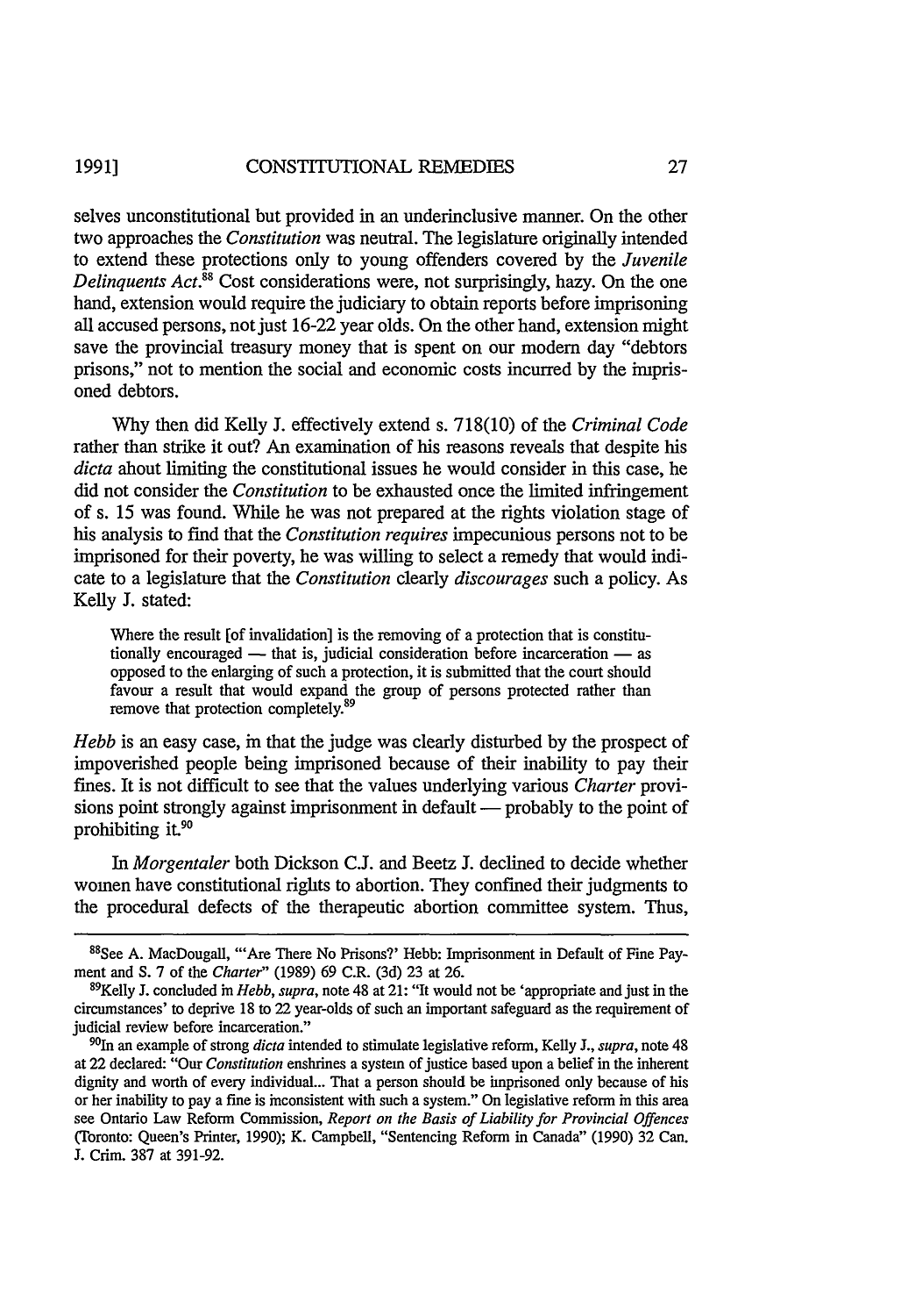selves unconstitutional but provided in an underinclusive manner. On the other two approaches the *Constitution* was neutral. The legislature originally intended to extend these protections only to young offenders covered by the *Juvenile Delinquents Act*.[88] Cost considerations were, not surprisingly, hazy. On the one hand, extension would require the judiciary to obtain reports before imprisoning all accused persons, not just 16-22 year olds. On the other hand, extension might save the provincial treasury money that is spent on our modern day "debtors prisons," not to mention the social and economic costs incurred by the imprisoned debtors.

Why then did Kelly J. effectively extend s. 718(10) of the *Criminal Code* rather than strike it out? An examination of his reasons reveals that despite his *dicta* about limiting the constitutional issues he would consider in this case, he did not consider the *Constitution* to be exhausted once the limited infringement of s. 15 was found. While he was not prepared at the rights violation stage of his analysis to find that the *Constitution requires* impecunious persons not to be imprisoned for their poverty, he was willing to select a remedy that would indicate to a legislature that the *Constitution* clearly *discourages* such a policy. As Kelly J. stated:

> Where the result [of invalidation] is the removing of a protection that is constitutionally encouraged — that is, judicial consideration before incarceration — as opposed to the enlarging of such a protection, it is submitted that the court should favour a result that would expand the group of persons protected rather than remove that protection completely.[89]

*Hebb* is an easy case, in that the judge was clearly disturbed by the prospect of impoverished people being imprisoned because of their inability to pay their fines. It is not difficult to see that the values underlying various *Charter* provisions point strongly against imprisonment in default — probably to the point of prohibiting it.[90]

In *Morgentaler* both Dickson C.J. and Beetz J. declined to decide whether women have constitutional rights to abortion. They confined their judgments to the procedural defects of the therapeutic abortion committee system. Thus,

---

[88] See A. MacDougall, "'Are There No Prisons?' Hebb: Imprisonment in Default of Fine Payment and S. 7 of the *Charter*" (1989) 69 C.R. (3d) 23 at 26.

[89] Kelly J. concluded in *Hebb*, *supra*, note 48 at 21: "It would not be 'appropriate and just in the circumstances' to deprive 18 to 22 year-olds of such an important safeguard as the requirement of judicial review before incarceration."

[90] In an example of strong *dicta* intended to stimulate legislative reform, Kelly J., *supra*, note 48 at 22 declared: "Our *Constitution* enshrines a system of justice based upon a belief in the inherent dignity and worth of every individual... That a person should be imprisoned only because of his or her inability to pay a fine is inconsistent with such a system." On legislative reform in this area see Ontario Law Reform Commission, *Report on the Basis of Liability for Provincial Offences* (Toronto: Queen's Printer, 1990); K. Campbell, "Sentencing Reform in Canada" (1990) 32 Can. J. Crim. 387 at 391-92.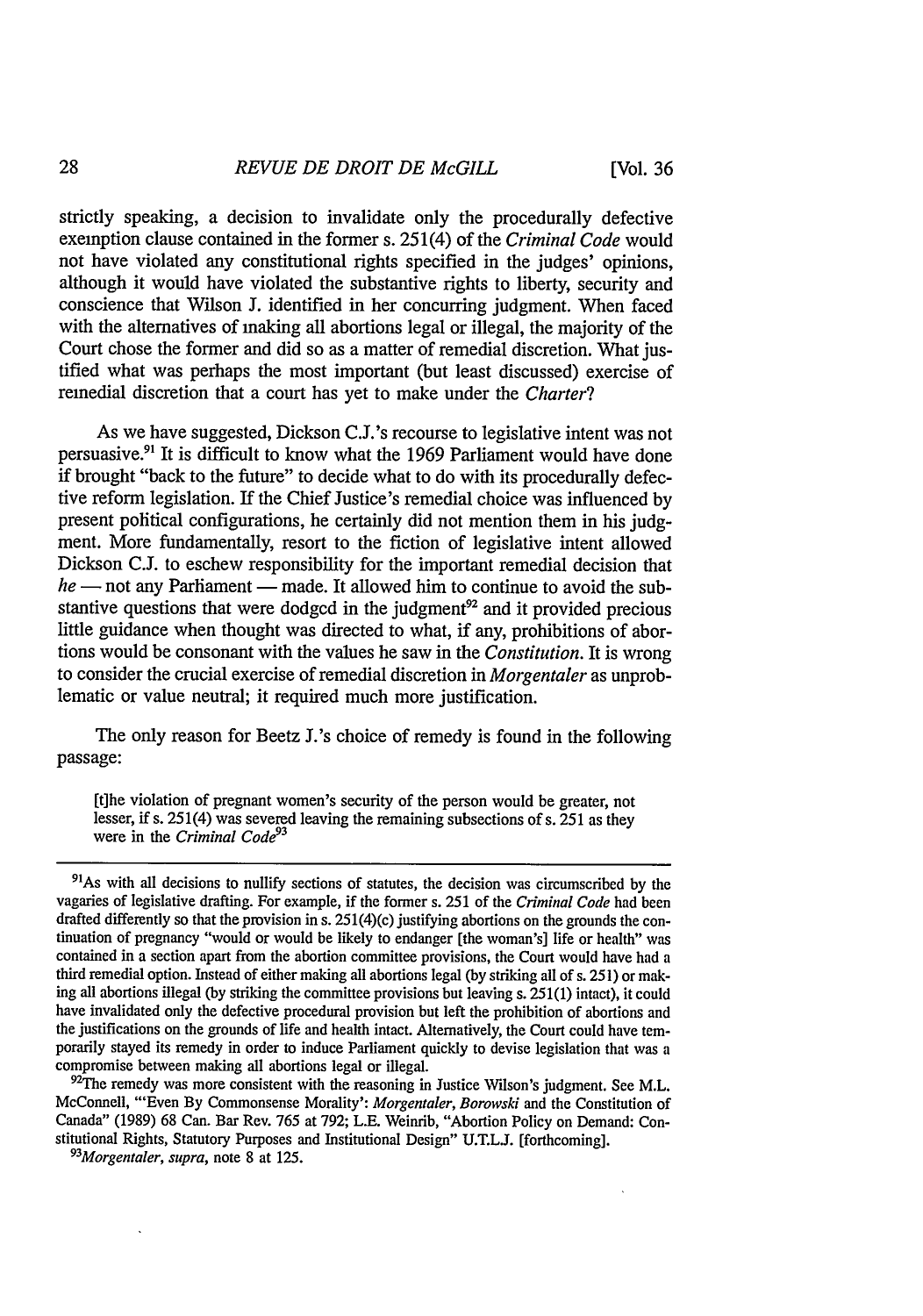strictly speaking, a decision to invalidate only the procedurally defective exemption clause contained in the former s. 251(4) of the *Criminal Code* would not have violated any constitutional rights specified in the judges' opinions, although it would have violated the substantive rights to liberty, security and conscience that Wilson J. identified in her concurring judgment. When faced with the alternatives of making all abortions legal or illegal, the majority of the Court chose the former and did so as a matter of remedial discretion. What justified what was perhaps the most important (but least discussed) exercise of remedial discretion that a court has yet to make under the *Charter*?

As we have suggested, Dickson C.J.'s recourse to legislative intent was not persuasive.[91] It is difficult to know what the 1969 Parliament would have done if brought "back to the future" to decide what to do with its procedurally defective reform legislation. If the Chief Justice's remedial choice was influenced by present political configurations, he certainly did not mention them in his judgment. More fundamentally, resort to the fiction of legislative intent allowed Dickson C.J. to eschew responsibility for the important remedial decision that *he* — not any Parliament — made. It allowed him to continue to avoid the substantive questions that were dodged in the judgment[92] and it provided precious little guidance when thought was directed to what, if any, prohibitions of abortions would be consonant with the values he saw in the *Constitution*. It is wrong to consider the crucial exercise of remedial discretion in *Morgentaler* as unproblematic or value neutral; it required much more justification.

The only reason for Beetz J.'s choice of remedy is found in the following passage:

> [t]he violation of pregnant women's security of the person would be greater, not lesser, if s. 251(4) was severed leaving the remaining subsections of s. 251 as they were in the *Criminal Code*[93]

---

[91] As with all decisions to nullify sections of statutes, the decision was circumscribed by the vagaries of legislative drafting. For example, if the former s. 251 of the *Criminal Code* had been drafted differently so that the provision in s. 251(4)(c) justifying abortions on the grounds the continuation of pregnancy "would or would be likely to endanger [the woman's] life or health" was contained in a section apart from the abortion committee provisions, the Court would have had a third remedial option. Instead of either making all abortions legal (by striking all of s. 251) or making all abortions illegal (by striking the committee provisions but leaving s. 251(1) intact), it could have invalidated only the defective procedural provision but left the prohibition of abortions and the justifications on the grounds of life and health intact. Alternatively, the Court could have temporarily stayed its remedy in order to induce Parliament quickly to devise legislation that was a compromise between making all abortions legal or illegal.

[92] The remedy was more consistent with the reasoning in Justice Wilson's judgment. See M.L. McConnell, "'Even By Commonsense Morality': *Morgentaler, Borowski* and the Constitution of Canada" (1989) 68 Can. Bar Rev. 765 at 792; L.E. Weinrib, "Abortion Policy on Demand: Constitutional Rights, Statutory Purposes and Institutional Design" U.T.L.J. [forthcoming].

[93] *Morgentaler, supra*, note 8 at 125.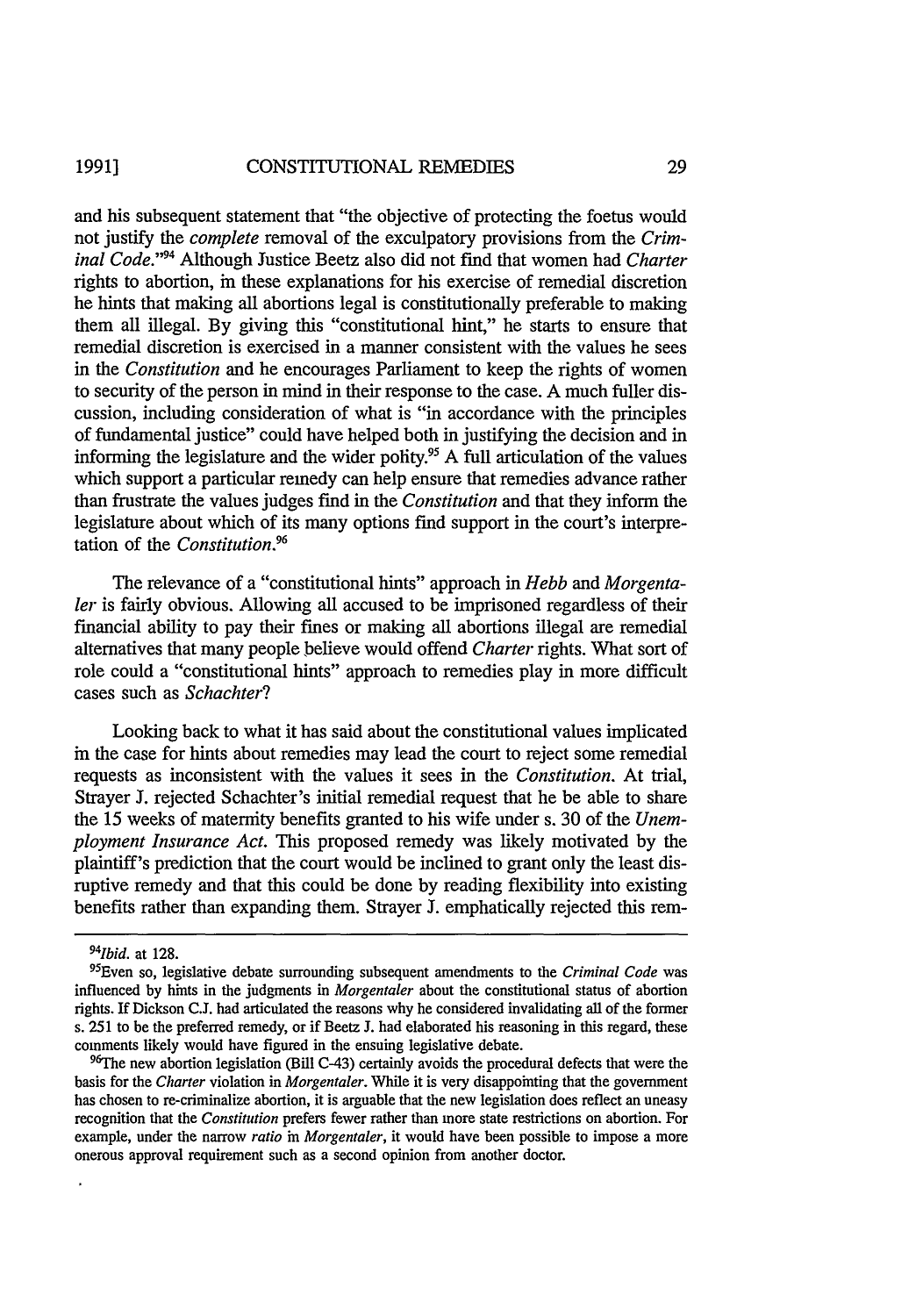and his subsequent statement that "the objective of protecting the foetus would not justify the *complete* removal of the exculpatory provisions from the *Criminal Code*."[94] Although Justice Beetz also did not find that women had *Charter* rights to abortion, in these explanations for his exercise of remedial discretion he hints that making all abortions legal is constitutionally preferable to making them all illegal. By giving this "constitutional hint," he starts to ensure that remedial discretion is exercised in a manner consistent with the values he sees in the *Constitution* and he encourages Parliament to keep the rights of women to security of the person in mind in their response to the case. A much fuller discussion, including consideration of what is "in accordance with the principles of fundamental justice" could have helped both in justifying the decision and in informing the legislature and the wider polity.[95] A full articulation of the values which support a particular remedy can help ensure that remedies advance rather than frustrate the values judges find in the *Constitution* and that they inform the legislature about which of its many options find support in the court's interpretation of the *Constitution*.[96]

The relevance of a "constitutional hints" approach in *Hebb* and *Morgentaler* is fairly obvious. Allowing all accused to be imprisoned regardless of their financial ability to pay their fines or making all abortions illegal are remedial alternatives that many people believe would offend *Charter* rights. What sort of role could a "constitutional hints" approach to remedies play in more difficult cases such as *Schachter*?

Looking back to what it has said about the constitutional values implicated in the case for hints about remedies may lead the court to reject some remedial requests as inconsistent with the values it sees in the *Constitution*. At trial, Strayer J. rejected Schachter's initial remedial request that he be able to share the 15 weeks of maternity benefits granted to his wife under s. 30 of the *Unemployment Insurance Act*. This proposed remedy was likely motivated by the plaintiff's prediction that the court would be inclined to grant only the least disruptive remedy and that this could be done by reading flexibility into existing benefits rather than expanding them. Strayer J. emphatically rejected this rem-

---

[94] *Ibid.* at 128.

[95] Even so, legislative debate surrounding subsequent amendments to the *Criminal Code* was influenced by hints in the judgments in *Morgentaler* about the constitutional status of abortion rights. If Dickson C.J. had articulated the reasons why he considered invalidating all of the former s. 251 to be the preferred remedy, or if Beetz J. had elaborated his reasoning in this regard, these comments likely would have figured in the ensuing legislative debate.

[96] The new abortion legislation (Bill C-43) certainly avoids the procedural defects that were the basis for the *Charter* violation in *Morgentaler*. While it is very disappointing that the government has chosen to re-criminalize abortion, it is arguable that the new legislation does reflect an uneasy recognition that the *Constitution* prefers fewer rather than more state restrictions on abortion. For example, under the narrow *ratio* in *Morgentaler*, it would have been possible to impose a more onerous approval requirement such as a second opinion from another doctor.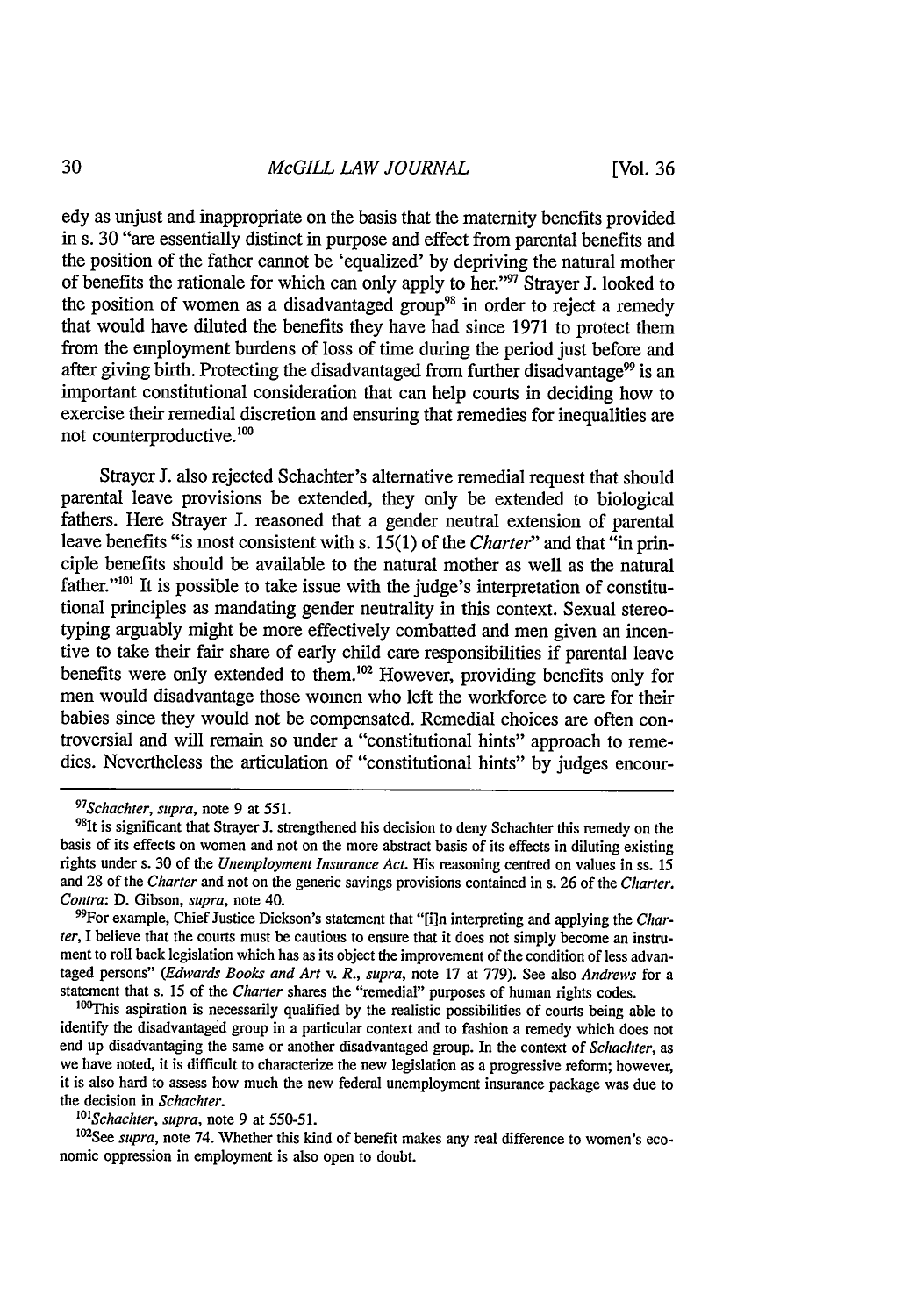edy as unjust and inappropriate on the basis that the maternity benefits provided in s. 30 "are essentially distinct in purpose and effect from parental benefits and the position of the father cannot be 'equalized' by depriving the natural mother of benefits the rationale for which can only apply to her."[97] Strayer J. looked to the position of women as a disadvantaged group[98] in order to reject a remedy that would have diluted the benefits they have had since 1971 to protect them from the employment burdens of loss of time during the period just before and after giving birth. Protecting the disadvantaged from further disadvantage[99] is an important constitutional consideration that can help courts in deciding how to exercise their remedial discretion and ensuring that remedies for inequalities are not counterproductive.[100]

Strayer J. also rejected Schachter's alternative remedial request that should parental leave provisions be extended, they only be extended to biological fathers. Here Strayer J. reasoned that a gender neutral extension of parental leave benefits "is most consistent with s. 15(1) of the *Charter*" and that "in principle benefits should be available to the natural mother as well as the natural father."[101] It is possible to take issue with the judge's interpretation of constitutional principles as mandating gender neutrality in this context. Sexual stereotyping arguably might be more effectively combatted and men given an incentive to take their fair share of early child care responsibilities if parental leave benefits were only extended to them.[102] However, providing benefits only for men would disadvantage those women who left the workforce to care for their babies since they would not be compensated. Remedial choices are often controversial and will remain so under a "constitutional hints" approach to remedies. Nevertheless the articulation of "constitutional hints" by judges encour-

---

[97]*Schachter*, *supra*, note 9 at 551.

[98]It is significant that Strayer J. strengthened his decision to deny Schachter this remedy on the basis of its effects on women and not on the more abstract basis of its effects in diluting existing rights under s. 30 of the *Unemployment Insurance Act*. His reasoning centred on values in ss. 15 and 28 of the *Charter* and not on the generic savings provisions contained in s. 26 of the *Charter*. *Contra*: D. Gibson, *supra*, note 40.

[99]For example, Chief Justice Dickson's statement that "[i]n interpreting and applying the *Charter*, I believe that the courts must be cautious to ensure that it does not simply become an instrument to roll back legislation which has as its object the improvement of the condition of less advantaged persons" (*Edwards Books and Art v. R.*, *supra*, note 17 at 779). See also *Andrews* for a statement that s. 15 of the *Charter* shares the "remedial" purposes of human rights codes.

[100]This aspiration is necessarily qualified by the realistic possibilities of courts being able to identify the disadvantaged group in a particular context and to fashion a remedy which does not end up disadvantaging the same or another disadvantaged group. In the context of *Schachter*, as we have noted, it is difficult to characterize the new legislation as a progressive reform; however, it is also hard to assess how much the new federal unemployment insurance package was due to the decision in *Schachter*.

[101]*Schachter*, *supra*, note 9 at 550-51.

[102]See *supra*, note 74. Whether this kind of benefit makes any real difference to women's economic oppression in employment is also open to doubt.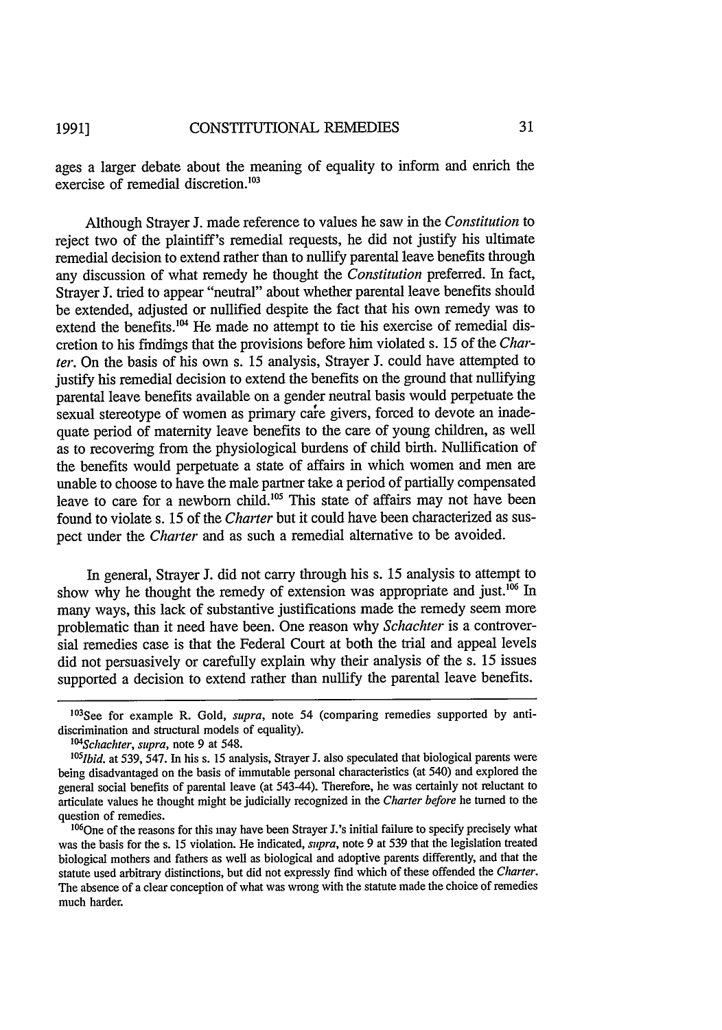ages a larger debate about the meaning of equality to inform and enrich the exercise of remedial discretion.[103]

Although Strayer J. made reference to values he saw in the *Constitution* to reject two of the plaintiff's remedial requests, he did not justify his ultimate remedial decision to extend rather than to nullify parental leave benefits through any discussion of what remedy he thought the *Constitution* preferred. In fact, Strayer J. tried to appear "neutral" about whether parental leave benefits should be extended, adjusted or nullified despite the fact that his own remedy was to extend the benefits.[104] He made no attempt to tie his exercise of remedial discretion to his findings that the provisions before him violated s. 15 of the *Charter*. On the basis of his own s. 15 analysis, Strayer J. could have attempted to justify his remedial decision to extend the benefits on the ground that nullifying parental leave benefits available on a gender neutral basis would perpetuate the sexual stereotype of women as primary care givers, forced to devote an inadequate period of maternity leave benefits to the care of young children, as well as to recovering from the physiological burdens of child birth. Nullification of the benefits would perpetuate a state of affairs in which women and men are unable to choose to have the male partner take a period of partially compensated leave to care for a newborn child.[105] This state of affairs may not have been found to violate s. 15 of the *Charter* but it could have been characterized as suspect under the *Charter* and as such a remedial alternative to be avoided.

In general, Strayer J. did not carry through his s. 15 analysis to attempt to show why he thought the remedy of extension was appropriate and just.[106] In many ways, this lack of substantive justifications made the remedy seem more problematic than it need have been. One reason why *Schachter* is a controversial remedies case is that the Federal Court at both the trial and appeal levels did not persuasively or carefully explain why their analysis of the s. 15 issues supported a decision to extend rather than nullify the parental leave benefits.

---

[103] See for example R. Gold, *supra*, note 54 (comparing remedies supported by anti-discrimination and structural models of equality).

[104] *Schachter*, *supra*, note 9 at 548.

[105] *Ibid.* at 539, 547. In his s. 15 analysis, Strayer J. also speculated that biological parents were being disadvantaged on the basis of immutable personal characteristics (at 540) and explored the general social benefits of parental leave (at 543-44). Therefore, he was certainly not reluctant to articulate values he thought might be judicially recognized in the *Charter before* he turned to the question of remedies.

[106] One of the reasons for this may have been Strayer J.'s initial failure to specify precisely what was the basis for the s. 15 violation. He indicated, *supra*, note 9 at 539 that the legislation treated biological mothers and fathers as well as biological and adoptive parents differently, and that the statute used arbitrary distinctions, but did not expressly find which of these offended the *Charter*. The absence of a clear conception of what was wrong with the statute made the choice of remedies much harder.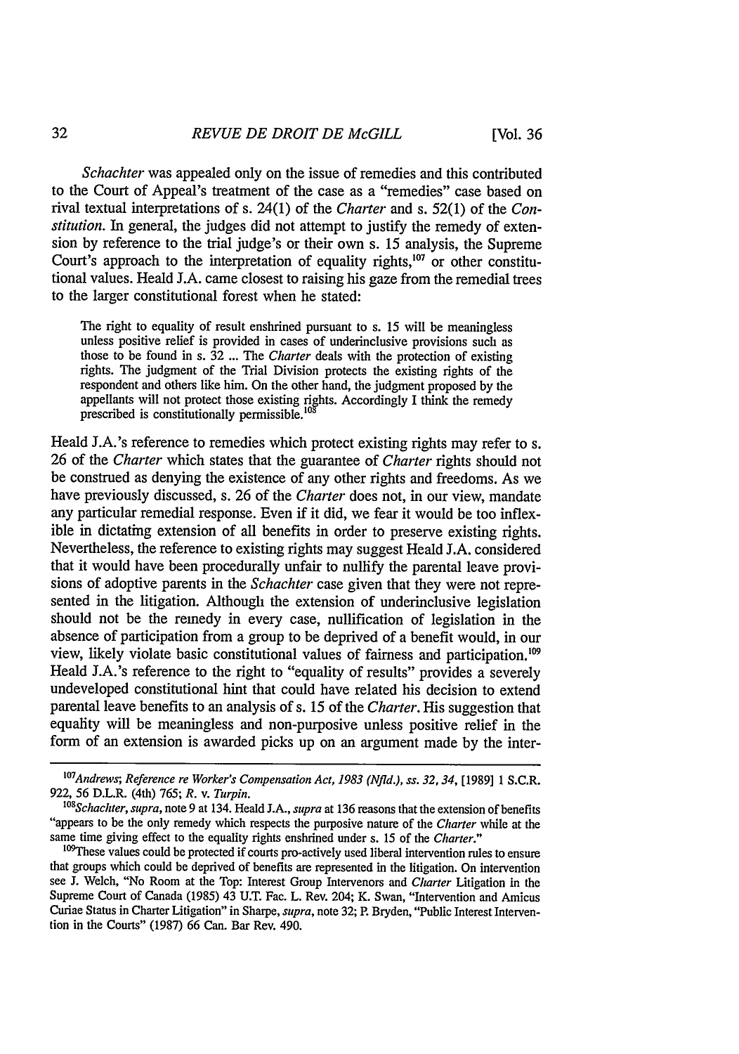*Schachter* was appealed only on the issue of remedies and this contributed to the Court of Appeal's treatment of the case as a "remedies" case based on rival textual interpretations of s. 24(1) of the *Charter* and s. 52(1) of the *Constitution*. In general, the judges did not attempt to justify the remedy of extension by reference to the trial judge's or their own s. 15 analysis, the Supreme Court's approach to the interpretation of equality rights,[107] or other constitutional values. Heald J.A. came closest to raising his gaze from the remedial trees to the larger constitutional forest when he stated:

> The right to equality of result enshrined pursuant to s. 15 will be meaningless unless positive relief is provided in cases of underinclusive provisions such as those to be found in s. 32 ... The *Charter* deals with the protection of existing rights. The judgment of the Trial Division protects the existing rights of the respondent and others like him. On the other hand, the judgment proposed by the appellants will not protect those existing rights. Accordingly I think the remedy prescribed is constitutionally permissible.[108]

Heald J.A.'s reference to remedies which protect existing rights may refer to s. 26 of the *Charter* which states that the guarantee of *Charter* rights should not be construed as denying the existence of any other rights and freedoms. As we have previously discussed, s. 26 of the *Charter* does not, in our view, mandate any particular remedial response. Even if it did, we fear it would be too inflexible in dictating extension of all benefits in order to preserve existing rights. Nevertheless, the reference to existing rights may suggest Heald J.A. considered that it would have been procedurally unfair to nullify the parental leave provisions of adoptive parents in the *Schachter* case given that they were not represented in the litigation. Although the extension of underinclusive legislation should not be the remedy in every case, nullification of legislation in the absence of participation from a group to be deprived of a benefit would, in our view, likely violate basic constitutional values of fairness and participation.[109] Heald J.A.'s reference to the right to "equality of results" provides a severely undeveloped constitutional hint that could have related his decision to extend parental leave benefits to an analysis of s. 15 of the *Charter*. His suggestion that equality will be meaningless and non-purposive unless positive relief in the form of an extension is awarded picks up on an argument made by the inter-

---

[107] *Andrews*; *Reference re Worker's Compensation Act, 1983 (Nfld.), ss. 32, 34*, [1989] 1 S.C.R. 922, 56 D.L.R. (4th) 765; *R. v. Turpin*.

[108] *Schachter*, *supra*, note 9 at 134. Heald J.A., *supra* at 136 reasons that the extension of benefits "appears to be the only remedy which respects the purposive nature of the *Charter* while at the same time giving effect to the equality rights enshrined under s. 15 of the *Charter*."

[109] These values could be protected if courts pro-actively used liberal intervention rules to ensure that groups which could be deprived of benefits are represented in the litigation. On intervention see J. Welch, "No Room at the Top: Interest Group Intervenors and *Charter* Litigation in the Supreme Court of Canada (1985) 43 U.T. Fac. L. Rev. 204; K. Swan, "Intervention and Amicus Curiae Status in Charter Litigation" in Sharpe, *supra*, note 32; P. Bryden, "Public Interest Intervention in the Courts" (1987) 66 Can. Bar Rev. 490.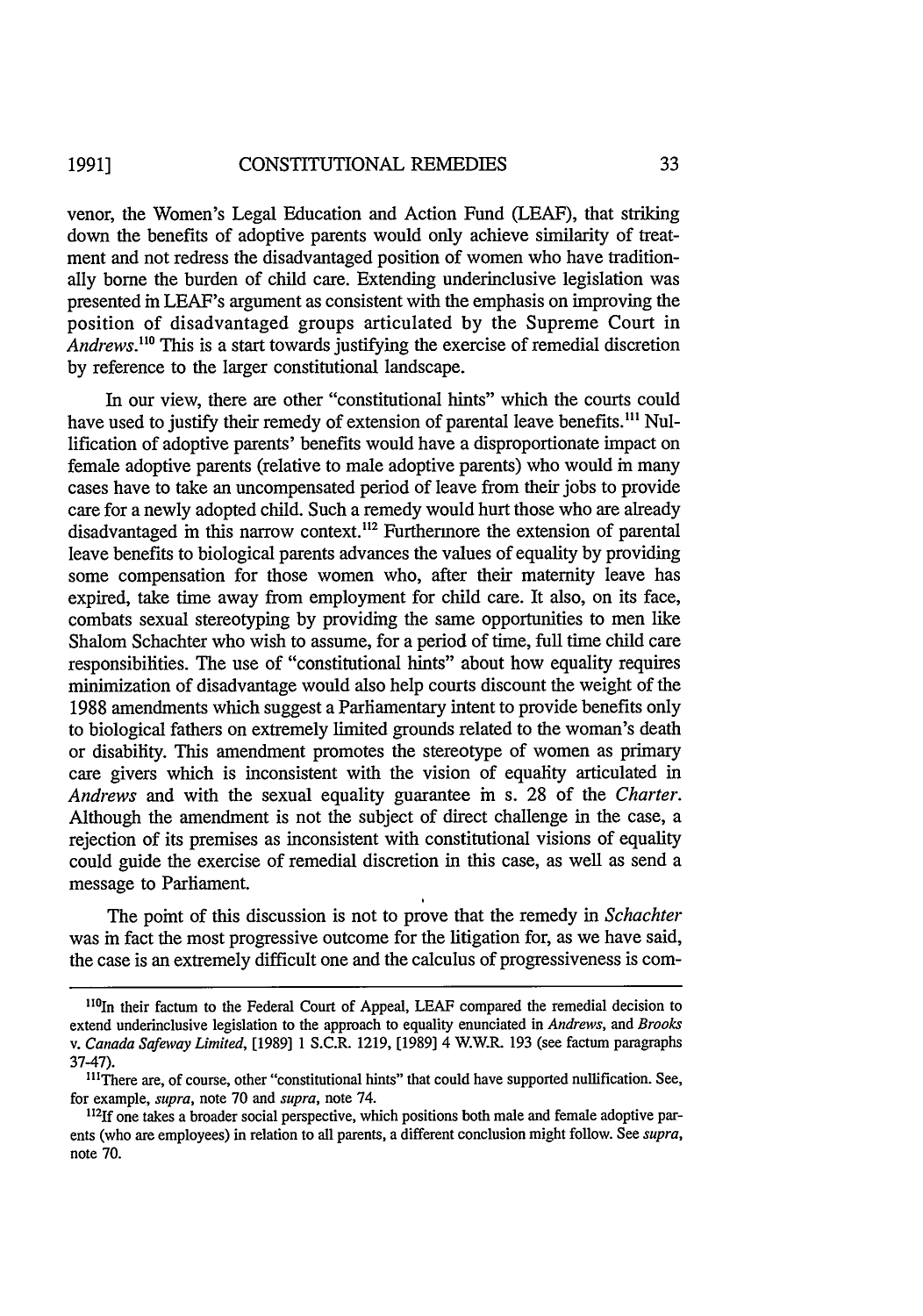venor, the Women's Legal Education and Action Fund (LEAF), that striking down the benefits of adoptive parents would only achieve similarity of treatment and not redress the disadvantaged position of women who have traditionally borne the burden of child care. Extending underinclusive legislation was presented in LEAF's argument as consistent with the emphasis on improving the position of disadvantaged groups articulated by the Supreme Court in *Andrews*.[110] This is a start towards justifying the exercise of remedial discretion by reference to the larger constitutional landscape.

In our view, there are other "constitutional hints" which the courts could have used to justify their remedy of extension of parental leave benefits.[111] Nullification of adoptive parents' benefits would have a disproportionate impact on female adoptive parents (relative to male adoptive parents) who would in many cases have to take an uncompensated period of leave from their jobs to provide care for a newly adopted child. Such a remedy would hurt those who are already disadvantaged in this narrow context.[112] Furthermore the extension of parental leave benefits to biological parents advances the values of equality by providing some compensation for those women who, after their maternity leave has expired, take time away from employment for child care. It also, on its face, combats sexual stereotyping by providing the same opportunities to men like Shalom Schachter who wish to assume, for a period of time, full time child care responsibilities. The use of "constitutional hints" about how equality requires minimization of disadvantage would also help courts discount the weight of the 1988 amendments which suggest a Parliamentary intent to provide benefits only to biological fathers on extremely limited grounds related to the woman's death or disability. This amendment promotes the stereotype of women as primary care givers which is inconsistent with the vision of equality articulated in *Andrews* and with the sexual equality guarantee in s. 28 of the *Charter*. Although the amendment is not the subject of direct challenge in the case, a rejection of its premises as inconsistent with constitutional visions of equality could guide the exercise of remedial discretion in this case, as well as send a message to Parliament.

The point of this discussion is not to prove that the remedy in *Schachter* was in fact the most progressive outcome for the litigation for, as we have said, the case is an extremely difficult one and the calculus of progressiveness is com-

---

[110] In their factum to the Federal Court of Appeal, LEAF compared the remedial decision to extend underinclusive legislation to the approach to equality enunciated in *Andrews*, and *Brooks v. Canada Safeway Limited*, [1989] 1 S.C.R. 1219, [1989] 4 W.W.R. 193 (see factum paragraphs 37-47).

[111] There are, of course, other "constitutional hints" that could have supported nullification. See, for example, *supra*, note 70 and *supra*, note 74.

[112] If one takes a broader social perspective, which positions both male and female adoptive parents (who are employees) in relation to all parents, a different conclusion might follow. See *supra*, note 70.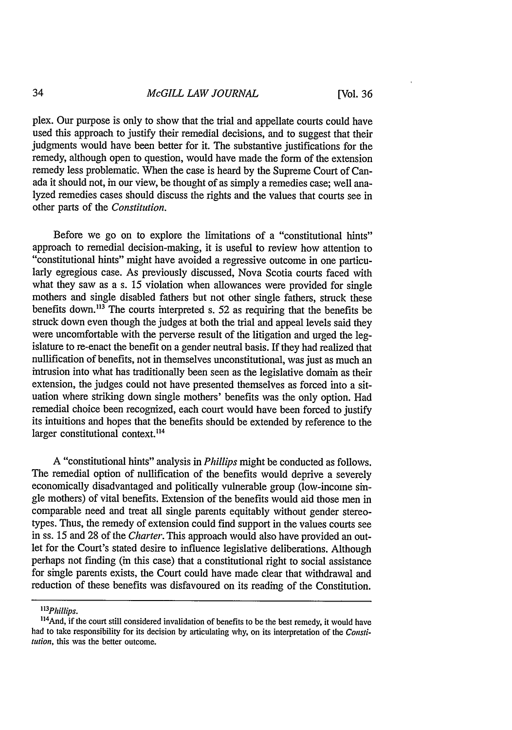plex. Our purpose is only to show that the trial and appellate courts could have used this approach to justify their remedial decisions, and to suggest that their judgments would have been better for it. The substantive justifications for the remedy, although open to question, would have made the form of the extension remedy less problematic. When the case is heard by the Supreme Court of Canada it should not, in our view, be thought of as simply a remedies case; well analyzed remedies cases should discuss the rights and the values that courts see in other parts of the *Constitution*.

Before we go on to explore the limitations of a "constitutional hints" approach to remedial decision-making, it is useful to review how attention to "constitutional hints" might have avoided a regressive outcome in one particularly egregious case. As previously discussed, Nova Scotia courts faced with what they saw as a s. 15 violation when allowances were provided for single mothers and single disabled fathers but not other single fathers, struck these benefits down.[113] The courts interpreted s. 52 as requiring that the benefits be struck down even though the judges at both the trial and appeal levels said they were uncomfortable with the perverse result of the litigation and urged the legislature to re-enact the benefit on a gender neutral basis. If they had realized that nullification of benefits, not in themselves unconstitutional, was just as much an intrusion into what has traditionally been seen as the legislative domain as their extension, the judges could not have presented themselves as forced into a situation where striking down single mothers' benefits was the only option. Had remedial choice been recognized, each court would have been forced to justify its intuitions and hopes that the benefits should be extended by reference to the larger constitutional context.[114]

A "constitutional hints" analysis in *Phillips* might be conducted as follows. The remedial option of nullification of the benefits would deprive a severely economically disadvantaged and politically vulnerable group (low-income single mothers) of vital benefits. Extension of the benefits would aid those men in comparable need and treat all single parents equitably without gender stereotypes. Thus, the remedy of extension could find support in the values courts see in ss. 15 and 28 of the *Charter*. This approach would also have provided an outlet for the Court's stated desire to influence legislative deliberations. Although perhaps not finding (in this case) that a constitutional right to social assistance for single parents exists, the Court could have made clear that withdrawal and reduction of these benefits was disfavoured on its reading of the Constitution.

---

[113]*Phillips*.

[114]And, if the court still considered invalidation of benefits to be the best remedy, it would have had to take responsibility for its decision by articulating why, on its interpretation of the *Constitution*, this was the better outcome.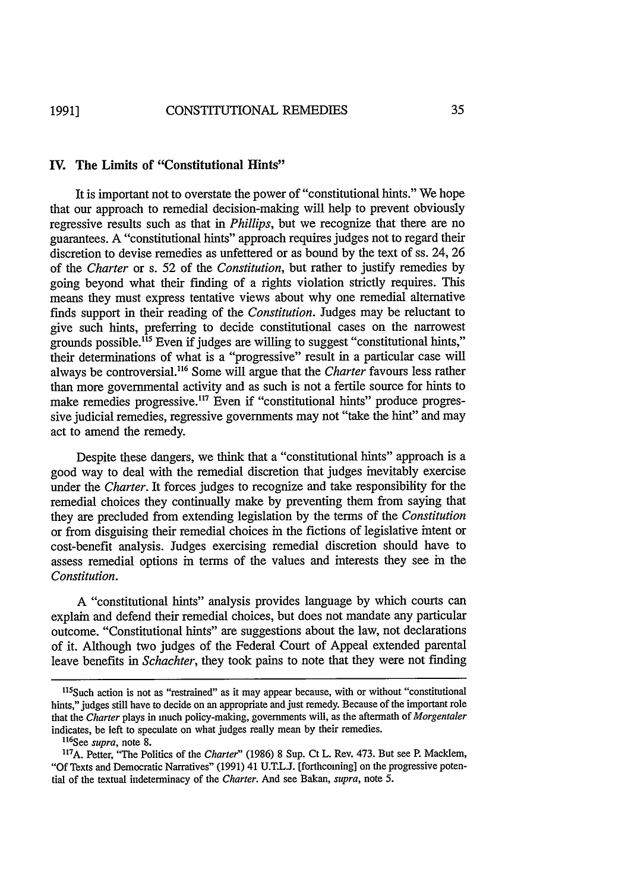## IV. The Limits of "Constitutional Hints"

It is important not to overstate the power of "constitutional hints." We hope that our approach to remedial decision-making will help to prevent obviously regressive results such as that in *Phillips*, but we recognize that there are no guarantees. A "constitutional hints" approach requires judges not to regard their discretion to devise remedies as unfettered or as bound by the text of ss. 24, 26 of the *Charter* or s. 52 of the *Constitution*, but rather to justify remedies by going beyond what their finding of a rights violation strictly requires. This means they must express tentative views about why one remedial alternative finds support in their reading of the *Constitution*. Judges may be reluctant to give such hints, preferring to decide constitutional cases on the narrowest grounds possible.[115] Even if judges are willing to suggest "constitutional hints," their determinations of what is a "progressive" result in a particular case will always be controversial.[116] Some will argue that the *Charter* favours less rather than more governmental activity and as such is not a fertile source for hints to make remedies progressive.[117] Even if "constitutional hints" produce progressive judicial remedies, regressive governments may not "take the hint" and may act to amend the remedy.

Despite these dangers, we think that a "constitutional hints" approach is a good way to deal with the remedial discretion that judges inevitably exercise under the *Charter*. It forces judges to recognize and take responsibility for the remedial choices they continually make by preventing them from saying that they are precluded from extending legislation by the terms of the *Constitution* or from disguising their remedial choices in the fictions of legislative intent or cost-benefit analysis. Judges exercising remedial discretion should have to assess remedial options in terms of the values and interests they see in the *Constitution*.

A "constitutional hints" analysis provides language by which courts can explain and defend their remedial choices, but does not mandate any particular outcome. "Constitutional hints" are suggestions about the law, not declarations of it. Although two judges of the Federal Court of Appeal extended parental leave benefits in *Schachter*, they took pains to note that they were not finding

---

[115] Such action is not as "restrained" as it may appear because, with or without "constitutional hints," judges still have to decide on an appropriate and just remedy. Because of the important role that the *Charter* plays in much policy-making, governments will, as the aftermath of *Morgentaler* indicates, be left to speculate on what judges really mean by their remedies.

[116] See *supra*, note 8.

[117] A. Petter, "The Politics of the *Charter*" (1986) 8 Sup. Ct L. Rev. 473. But see P. Macklem, "Of Texts and Democratic Narratives" (1991) 41 U.T.L.J. [forthcoming] on the progressive potential of the textual indeterminacy of the *Charter*. And see Bakan, *supra*, note 5.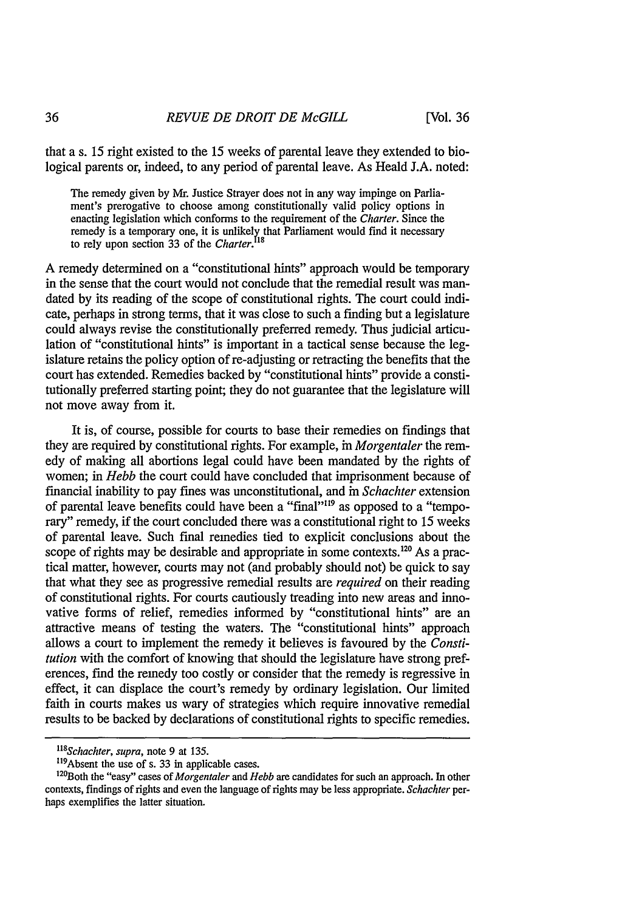that a s. 15 right existed to the 15 weeks of parental leave they extended to biological parents or, indeed, to any period of parental leave. As Heald J.A. noted:

> The remedy given by Mr. Justice Strayer does not in any way impinge on Parliament's prerogative to choose among constitutionally valid policy options in enacting legislation which conforms to the requirement of the *Charter*. Since the remedy is a temporary one, it is unlikely that Parliament would find it necessary to rely upon section 33 of the *Charter*.[118]

A remedy determined on a "constitutional hints" approach would be temporary in the sense that the court would not conclude that the remedial result was mandated by its reading of the scope of constitutional rights. The court could indicate, perhaps in strong terms, that it was close to such a finding but a legislature could always revise the constitutionally preferred remedy. Thus judicial articulation of "constitutional hints" is important in a tactical sense because the legislature retains the policy option of re-adjusting or retracting the benefits that the court has extended. Remedies backed by "constitutional hints" provide a constitutionally preferred starting point; they do not guarantee that the legislature will not move away from it.

It is, of course, possible for courts to base their remedies on findings that they are required by constitutional rights. For example, in *Morgentaler* the remedy of making all abortions legal could have been mandated by the rights of women; in *Hebb* the court could have concluded that imprisonment because of financial inability to pay fines was unconstitutional, and in *Schachter* extension of parental leave benefits could have been a "final"[119] as opposed to a "temporary" remedy, if the court concluded there was a constitutional right to 15 weeks of parental leave. Such final remedies tied to explicit conclusions about the scope of rights may be desirable and appropriate in some contexts.[120] As a practical matter, however, courts may not (and probably should not) be quick to say that what they see as progressive remedial results are *required* on their reading of constitutional rights. For courts cautiously treading into new areas and innovative forms of relief, remedies informed by "constitutional hints" are an attractive means of testing the waters. The "constitutional hints" approach allows a court to implement the remedy it believes is favoured by the *Constitution* with the comfort of knowing that should the legislature have strong preferences, find the remedy too costly or consider that the remedy is regressive in effect, it can displace the court's remedy by ordinary legislation. Our limited faith in courts makes us wary of strategies which require innovative remedial results to be backed by declarations of constitutional rights to specific remedies.

---

[118] *Schachter*, *supra*, note 9 at 135.

[119] Absent the use of s. 33 in applicable cases.

[120] Both the "easy" cases of *Morgentaler* and *Hebb* are candidates for such an approach. In other contexts, findings of rights and even the language of rights may be less appropriate. *Schachter* perhaps exemplifies the latter situation.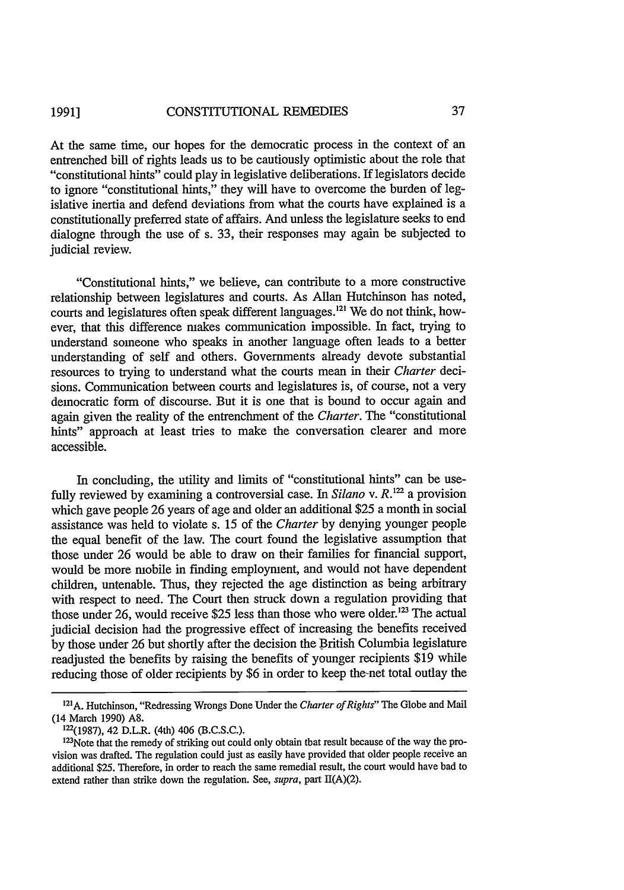At the same time, our hopes for the democratic process in the context of an entrenched bill of rights leads us to be cautiously optimistic about the role that "constitutional hints" could play in legislative deliberations. If legislators decide to ignore "constitutional hints," they will have to overcome the burden of legislative inertia and defend deviations from what the courts have explained is a constitutionally preferred state of affairs. And unless the legislature seeks to end dialogue through the use of s. 33, their responses may again be subjected to judicial review.

"Constitutional hints," we believe, can contribute to a more constructive relationship between legislatures and courts. As Allan Hutchinson has noted, courts and legislatures often speak different languages.[121] We do not think, however, that this difference makes communication impossible. In fact, trying to understand someone who speaks in another language often leads to a better understanding of self and others. Governments already devote substantial resources to trying to understand what the courts mean in their *Charter* decisions. Communication between courts and legislatures is, of course, not a very democratic form of discourse. But it is one that is bound to occur again and again given the reality of the entrenchment of the *Charter*. The "constitutional hints" approach at least tries to make the conversation clearer and more accessible.

In concluding, the utility and limits of "constitutional hints" can be usefully reviewed by examining a controversial case. In *Silano* v. *R.*[122] a provision which gave people 26 years of age and older an additional $25 a month in social assistance was held to violate s. 15 of the *Charter* by denying younger people the equal benefit of the law. The court found the legislative assumption that those under 26 would be able to draw on their families for financial support, would be more mobile in finding employment, and would not have dependent children, untenable. Thus, they rejected the age distinction as being arbitrary with respect to need. The Court then struck down a regulation providing that those under 26, would receive $25 less than those who were older.[123] The actual judicial decision had the progressive effect of increasing the benefits received by those under 26 but shortly after the decision the British Columbia legislature readjusted the benefits by raising the benefits of younger recipients $19 while reducing those of older recipients by $6 in order to keep the net total outlay the

---

[121] A. Hutchinson, "Redressing Wrongs Done Under the *Charter of Rights*" The Globe and Mail (14 March 1990) A8.

[122] (1987), 42 D.L.R. (4th) 406 (B.C.S.C.).

[123] Note that the remedy of striking out could only obtain that result because of the way the provision was drafted. The regulation could just as easily have provided that older people receive an additional $25. Therefore, in order to reach the same remedial result, the court would have had to extend rather than strike down the regulation. See, *supra*, part II(A)(2).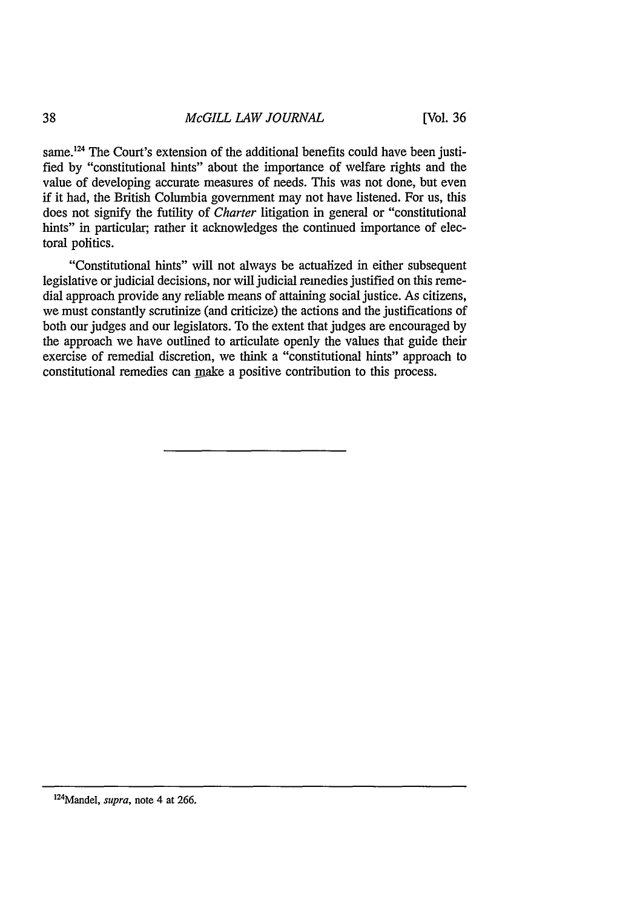same.[124] The Court's extension of the additional benefits could have been justified by "constitutional hints" about the importance of welfare rights and the value of developing accurate measures of needs. This was not done, but even if it had, the British Columbia government may not have listened. For us, this does not signify the futility of *Charter* litigation in general or "constitutional hints" in particular; rather it acknowledges the continued importance of electoral politics.

"Constitutional hints" will not always be actualized in either subsequent legislative or judicial decisions, nor will judicial remedies justified on this remedial approach provide any reliable means of attaining social justice. As citizens, we must constantly scrutinize (and criticize) the actions and the justifications of both our judges and our legislators. To the extent that judges are encouraged by the approach we have outlined to articulate openly the values that guide their exercise of remedial discretion, we think a "constitutional hints" approach to constitutional remedies can make a positive contribution to this process.

---

[124]Mandel, *supra*, note 4 at 266.